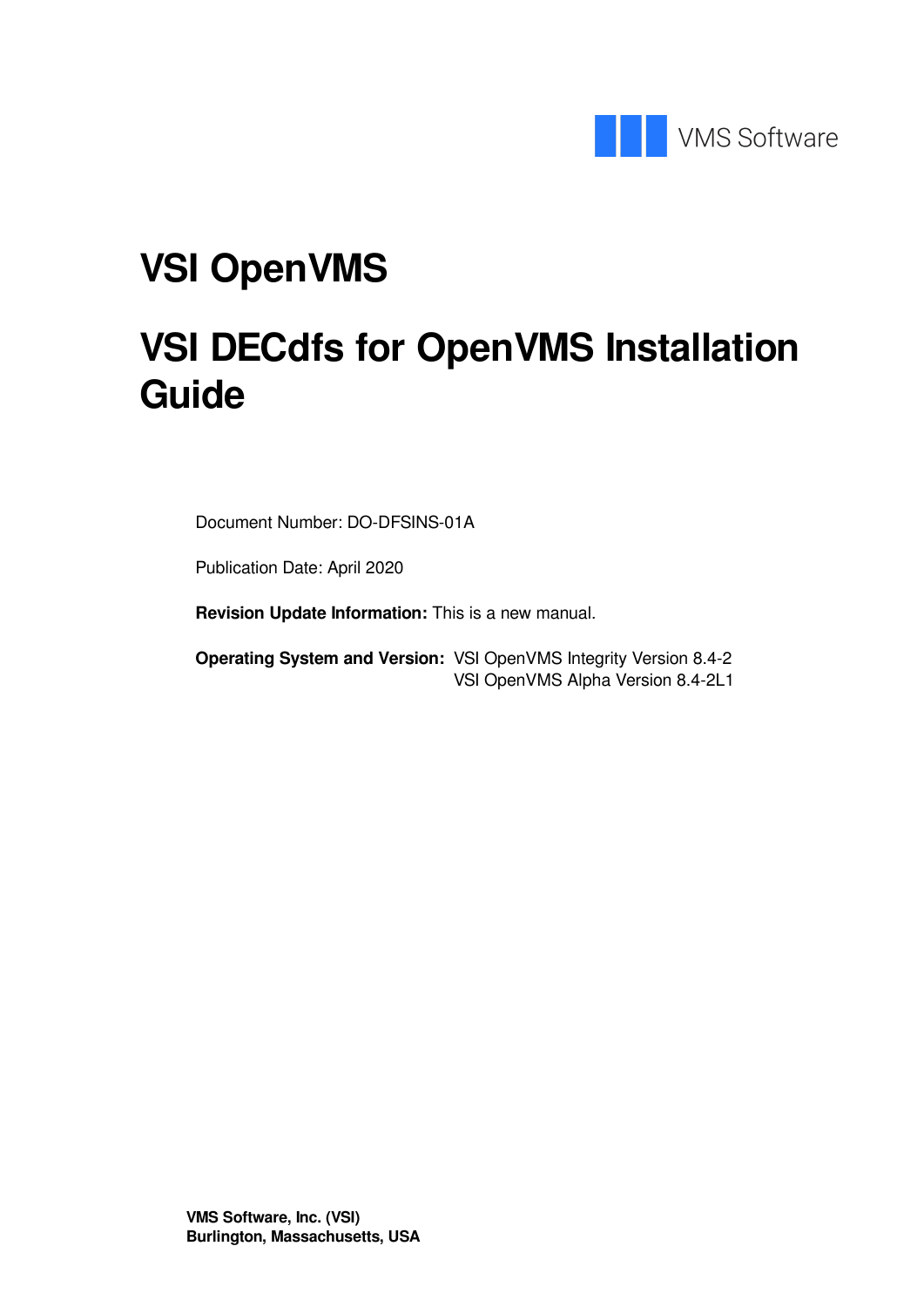VMS Software

# VSI OpenVMS

# VSI DECdfs for OpenVMS Installation Guide

Document Number: DO-DFSINS-01A

Publication Date: April 2020

**Revision Update Information:** This is a new manual.

**Operating System and Version:** VSI OpenVMS Integrity Version 8.4-2
VSI OpenVMS Alpha Version 8.4-2L1

**VMS Software, Inc. (VSI)**
**Burlington, Massachusetts, USA**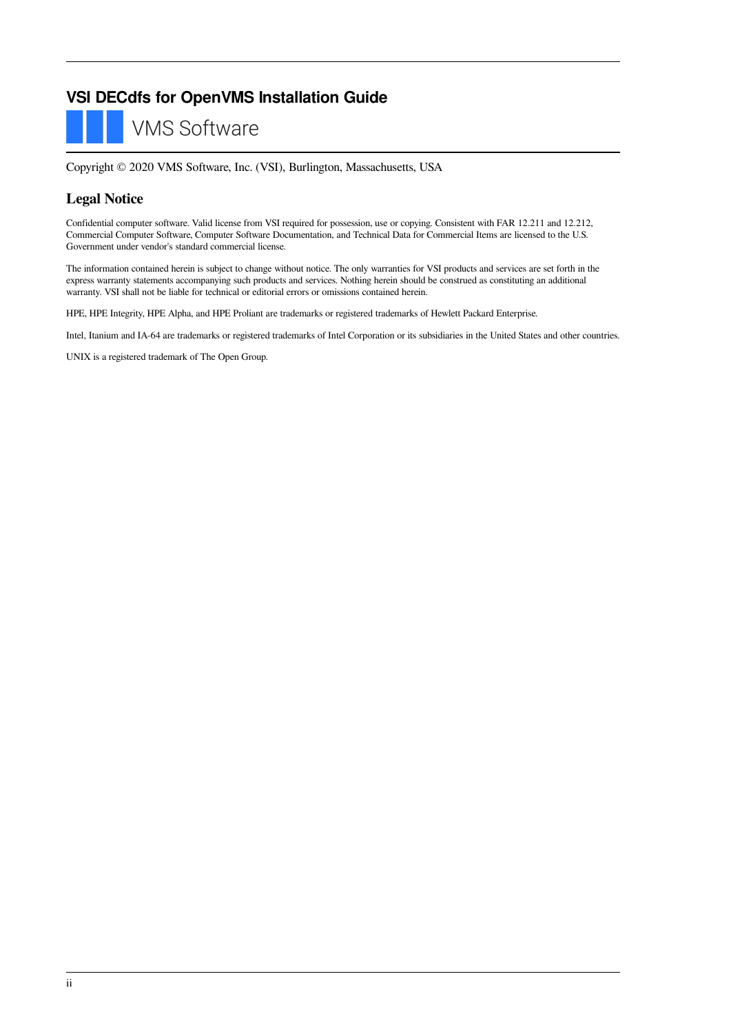# VSI DECdfs for OpenVMS Installation Guide

VMS Software

Copyright © 2020 VMS Software, Inc. (VSI), Burlington, Massachusetts, USA

## Legal Notice

Confidential computer software. Valid license from VSI required for possession, use or copying. Consistent with FAR 12.211 and 12.212, Commercial Computer Software, Computer Software Documentation, and Technical Data for Commercial Items are licensed to the U.S. Government under vendor's standard commercial license.

The information contained herein is subject to change without notice. The only warranties for VSI products and services are set forth in the express warranty statements accompanying such products and services. Nothing herein should be construed as constituting an additional warranty. VSI shall not be liable for technical or editorial errors or omissions contained herein.

HPE, HPE Integrity, HPE Alpha, and HPE Proliant are trademarks or registered trademarks of Hewlett Packard Enterprise.

Intel, Itanium and IA-64 are trademarks or registered trademarks of Intel Corporation or its subsidiaries in the United States and other countries.

UNIX is a registered trademark of The Open Group.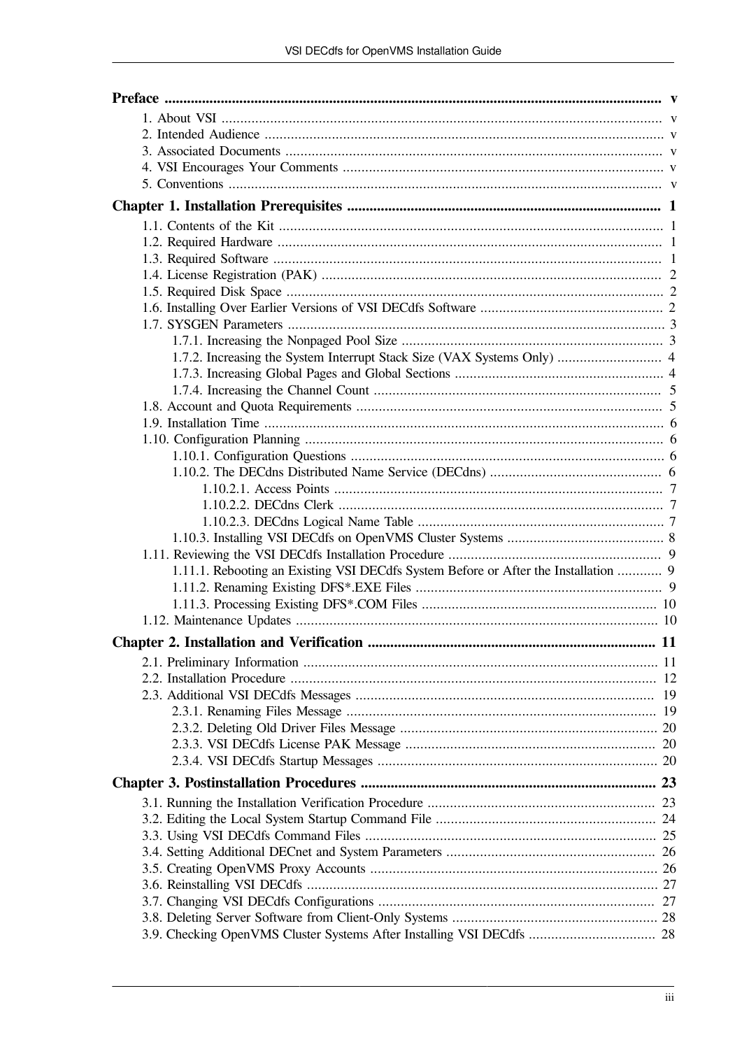**Preface** .................................................................................................................................... v

- 1. About VSI ........................................................................................................................ v
- 2. Intended Audience ............................................................................................................ v
- 3. Associated Documents ...................................................................................................... v
- 4. VSI Encourages Your Comments ...................................................................................... v
- 5. Conventions ...................................................................................................................... v

**Chapter 1. Installation Prerequisites** .................................................................................. 1

- 1.1. Contents of the Kit ........................................................................................................ 1
- 1.2. Required Hardware ........................................................................................................ 1
- 1.3. Required Software .......................................................................................................... 1
- 1.4. License Registration (PAK) ............................................................................................ 2
- 1.5. Required Disk Space ...................................................................................................... 2
- 1.6. Installing Over Earlier Versions of VSI DECdfs Software .................................................. 2
- 1.7. SYSGEN Parameters ...................................................................................................... 3
  - 1.7.1. Increasing the Nonpaged Pool Size ...................................................................... 3
  - 1.7.2. Increasing the System Interrupt Stack Size (VAX Systems Only) ............................ 4
  - 1.7.3. Increasing Global Pages and Global Sections ........................................................ 4
  - 1.7.4. Increasing the Channel Count ............................................................................. 5
- 1.8. Account and Quota Requirements ................................................................................... 5
- 1.9. Installation Time ............................................................................................................ 6
- 1.10. Configuration Planning ................................................................................................. 6
  - 1.10.1. Configuration Questions .................................................................................... 6
  - 1.10.2. The DECdns Distributed Name Service (DECdns) .............................................. 6
    - 1.10.2.1. Access Points ........................................................................................ 7
    - 1.10.2.2. DECdns Clerk ....................................................................................... 7
    - 1.10.2.3. DECdns Logical Name Table .................................................................. 7
  - 1.10.3. Installing VSI DECdfs on OpenVMS Cluster Systems .......................................... 8
- 1.11. Reviewing the VSI DECdfs Installation Procedure .......................................................... 9
  - 1.11.1. Rebooting an Existing VSI DECdfs System Before or After the Installation ............ 9
  - 1.11.2. Renaming Existing DFS*.EXE Files .................................................................. 9
  - 1.11.3. Processing Existing DFS*.COM Files ............................................................... 10
- 1.12. Maintenance Updates ................................................................................................. 10

**Chapter 2. Installation and Verification** ............................................................................ 11

- 2.1. Preliminary Information ............................................................................................... 11
- 2.2. Installation Procedure .................................................................................................. 12
- 2.3. Additional VSI DECdfs Messages ................................................................................. 19
  - 2.3.1. Renaming Files Message .................................................................................... 19
  - 2.3.2. Deleting Old Driver Files Message ..................................................................... 20
  - 2.3.3. VSI DECdfs License PAK Message .................................................................... 20
  - 2.3.4. VSI DECdfs Startup Messages ........................................................................... 20

**Chapter 3. Postinstallation Procedures** .............................................................................. 23

- 3.1. Running the Installation Verification Procedure ............................................................. 23
- 3.2. Editing the Local System Startup Command File ........................................................... 24
- 3.3. Using VSI DECdfs Command Files ............................................................................... 25
- 3.4. Setting Additional DECnet and System Parameters ......................................................... 26
- 3.5. Creating OpenVMS Proxy Accounts ............................................................................. 26
- 3.6. Reinstalling VSI DECdfs .............................................................................................. 27
- 3.7. Changing VSI DECdfs Configurations ........................................................................... 27
- 3.8. Deleting Server Software from Client-Only Systems ....................................................... 28
- 3.9. Checking OpenVMS Cluster Systems After Installing VSI DECdfs .................................. 28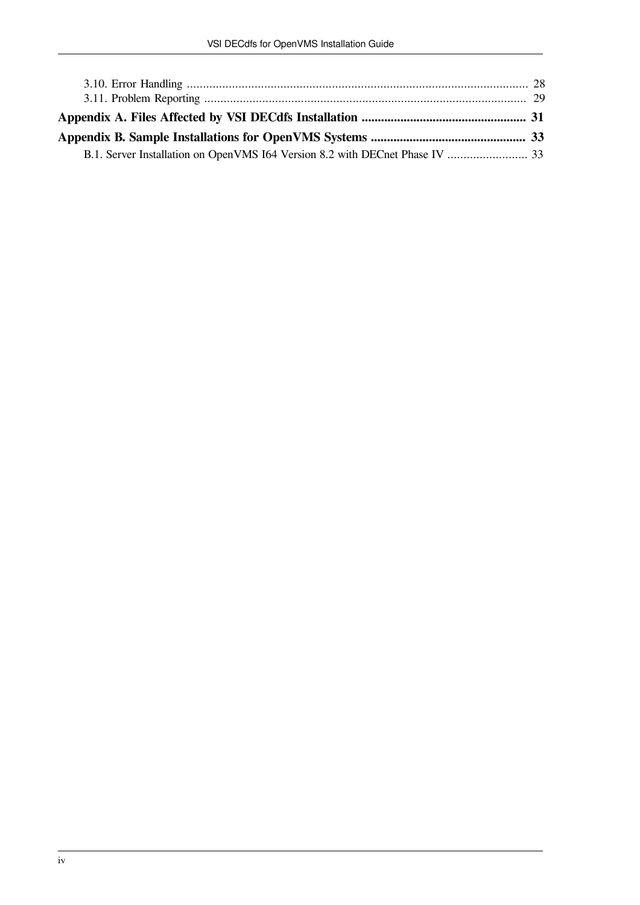3.10. Error Handling ........................................................................................................ 28
3.11. Problem Reporting .................................................................................................. 29

**Appendix A. Files Affected by VSI DECdfs Installation .................................................. 31**

**Appendix B. Sample Installations for OpenVMS Systems ............................................... 33**

B.1. Server Installation on OpenVMS I64 Version 8.2 with DECnet Phase IV ........................ 33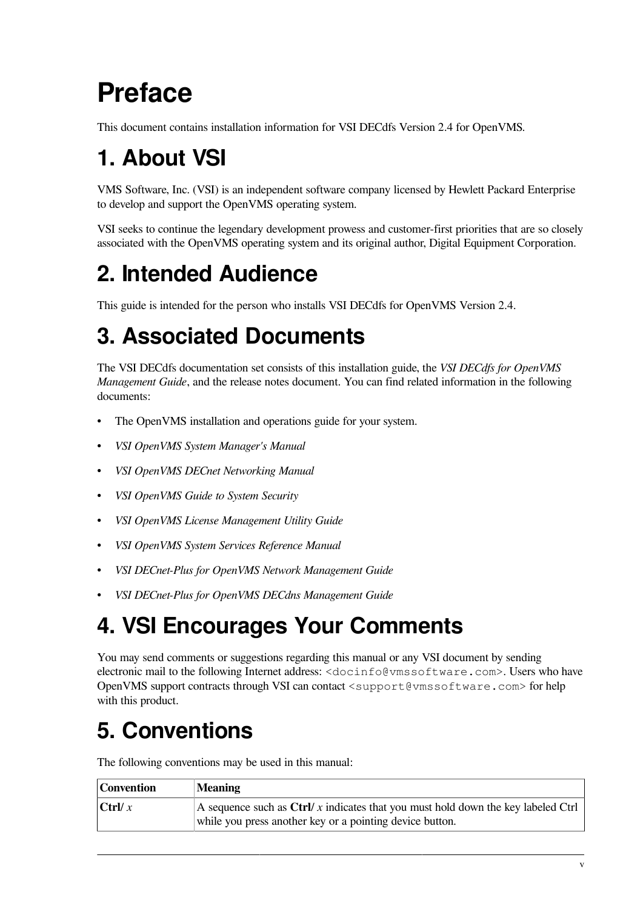# Preface

This document contains installation information for VSI DECdfs Version 2.4 for OpenVMS.

## 1. About VSI

VMS Software, Inc. (VSI) is an independent software company licensed by Hewlett Packard Enterprise to develop and support the OpenVMS operating system.

VSI seeks to continue the legendary development prowess and customer-first priorities that are so closely associated with the OpenVMS operating system and its original author, Digital Equipment Corporation.

## 2. Intended Audience

This guide is intended for the person who installs VSI DECdfs for OpenVMS Version 2.4.

## 3. Associated Documents

The VSI DECdfs documentation set consists of this installation guide, the *VSI DECdfs for OpenVMS Management Guide*, and the release notes document. You can find related information in the following documents:

- The OpenVMS installation and operations guide for your system.
- *VSI OpenVMS System Manager's Manual*
- *VSI OpenVMS DECnet Networking Manual*
- *VSI OpenVMS Guide to System Security*
- *VSI OpenVMS License Management Utility Guide*
- *VSI OpenVMS System Services Reference Manual*
- *VSI DECnet-Plus for OpenVMS Network Management Guide*
- *VSI DECnet-Plus for OpenVMS DECdns Management Guide*

## 4. VSI Encourages Your Comments

You may send comments or suggestions regarding this manual or any VSI document by sending electronic mail to the following Internet address: `<docinfo@vmssoftware.com>`. Users who have OpenVMS support contracts through VSI can contact `<support@vmssoftware.com>` for help with this product.

## 5. Conventions

The following conventions may be used in this manual:

| Convention | Meaning |
|---|---|
| **Ctrl/** *x* | A sequence such as **Ctrl/** *x* indicates that you must hold down the key labeled Ctrl while you press another key or a pointing device button. |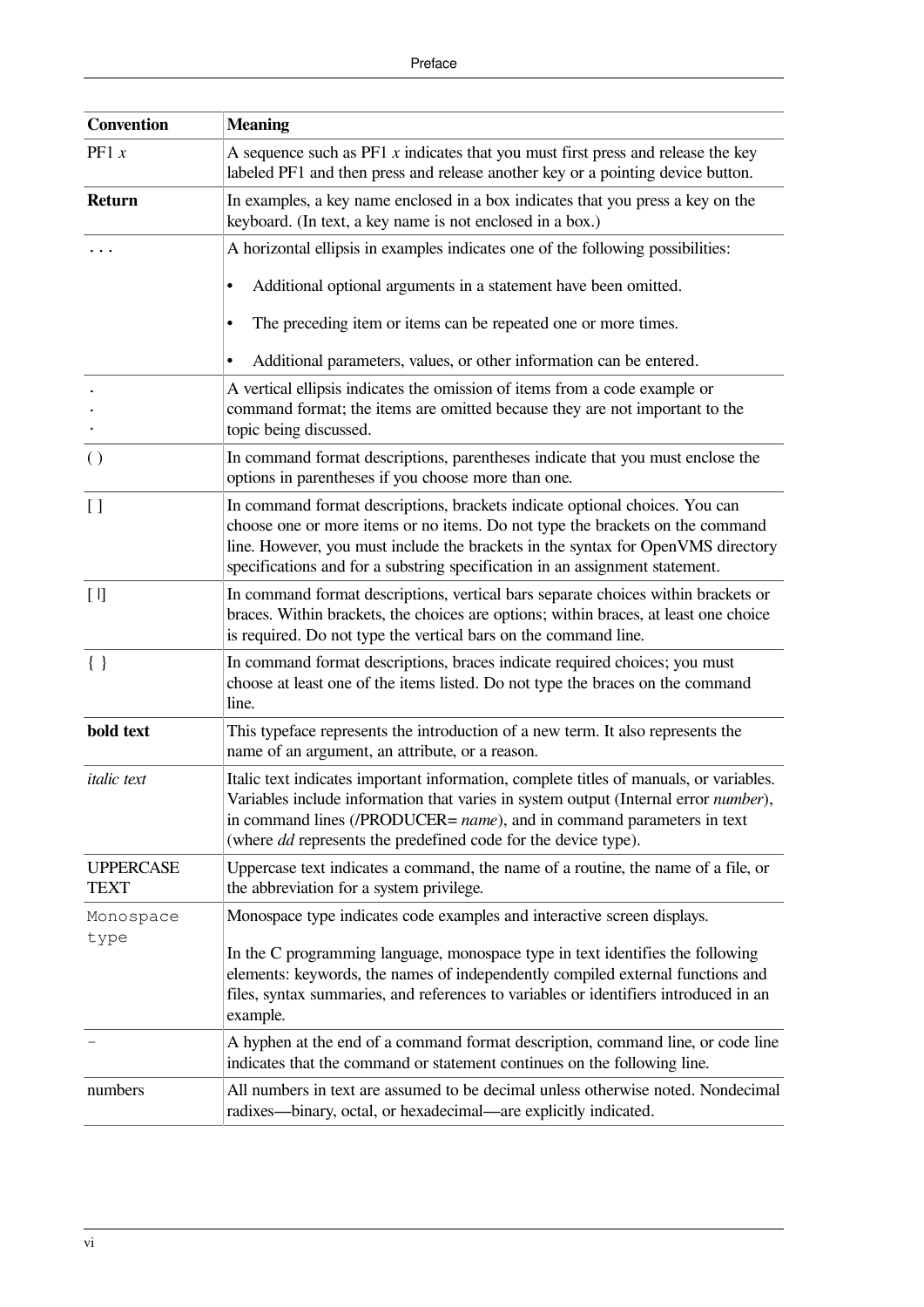| Convention | Meaning |
|---|---|
| PF1 *x* | A sequence such as PF1 *x* indicates that you must first press and release the key labeled PF1 and then press and release another key or a pointing device button. |
| **Return** | In examples, a key name enclosed in a box indicates that you press a key on the keyboard. (In text, a key name is not enclosed in a box.) |
| . . . | A horizontal ellipsis in examples indicates one of the following possibilities: <br>• Additional optional arguments in a statement have been omitted. <br>• The preceding item or items can be repeated one or more times. <br>• Additional parameters, values, or other information can be entered. |
| .<br>.<br>. | A vertical ellipsis indicates the omission of items from a code example or command format; the items are omitted because they are not important to the topic being discussed. |
| ( ) | In command format descriptions, parentheses indicate that you must enclose the options in parentheses if you choose more than one. |
| [ ] | In command format descriptions, brackets indicate optional choices. You can choose one or more items or no items. Do not type the brackets on the command line. However, you must include the brackets in the syntax for OpenVMS directory specifications and for a substring specification in an assignment statement. |
| [ \|] | In command format descriptions, vertical bars separate choices within brackets or braces. Within brackets, the choices are options; within braces, at least one choice is required. Do not type the vertical bars on the command line. |
| { } | In command format descriptions, braces indicate required choices; you must choose at least one of the items listed. Do not type the braces on the command line. |
| **bold text** | This typeface represents the introduction of a new term. It also represents the name of an argument, an attribute, or a reason. |
| *italic text* | Italic text indicates important information, complete titles of manuals, or variables. Variables include information that varies in system output (Internal error *number*), in command lines (/PRODUCER= *name*), and in command parameters in text (where *dd* represents the predefined code for the device type). |
| UPPERCASE TEXT | Uppercase text indicates a command, the name of a routine, the name of a file, or the abbreviation for a system privilege. |
| `Monospace type` | Monospace type indicates code examples and interactive screen displays. <br><br>In the C programming language, monospace type in text identifies the following elements: keywords, the names of independently compiled external functions and files, syntax summaries, and references to variables or identifiers introduced in an example. |
| `-` | A hyphen at the end of a command format description, command line, or code line indicates that the command or statement continues on the following line. |
| numbers | All numbers in text are assumed to be decimal unless otherwise noted. Nondecimal radixes—binary, octal, or hexadecimal—are explicitly indicated. |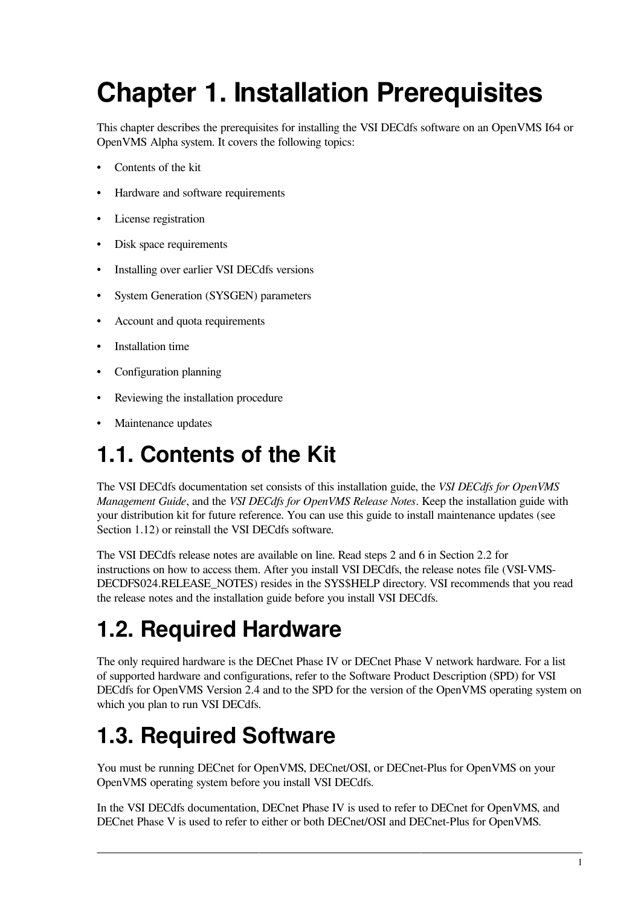# Chapter 1. Installation Prerequisites

This chapter describes the prerequisites for installing the VSI DECdfs software on an OpenVMS I64 or OpenVMS Alpha system. It covers the following topics:

- Contents of the kit
- Hardware and software requirements
- License registration
- Disk space requirements
- Installing over earlier VSI DECdfs versions
- System Generation (SYSGEN) parameters
- Account and quota requirements
- Installation time
- Configuration planning
- Reviewing the installation procedure
- Maintenance updates

## 1.1. Contents of the Kit

The VSI DECdfs documentation set consists of this installation guide, the *VSI DECdfs for OpenVMS Management Guide*, and the *VSI DECdfs for OpenVMS Release Notes*. Keep the installation guide with your distribution kit for future reference. You can use this guide to install maintenance updates (see Section 1.12) or reinstall the VSI DECdfs software.

The VSI DECdfs release notes are available on line. Read steps 2 and 6 in Section 2.2 for instructions on how to access them. After you install VSI DECdfs, the release notes file (VSI-VMS-DECDFS024.RELEASE_NOTES) resides in the SYS$HELP directory. VSI recommends that you read the release notes and the installation guide before you install VSI DECdfs.

## 1.2. Required Hardware

The only required hardware is the DECnet Phase IV or DECnet Phase V network hardware. For a list of supported hardware and configurations, refer to the Software Product Description (SPD) for VSI DECdfs for OpenVMS Version 2.4 and to the SPD for the version of the OpenVMS operating system on which you plan to run VSI DECdfs.

## 1.3. Required Software

You must be running DECnet for OpenVMS, DECnet/OSI, or DECnet-Plus for OpenVMS on your OpenVMS operating system before you install VSI DECdfs.

In the VSI DECdfs documentation, DECnet Phase IV is used to refer to DECnet for OpenVMS, and DECnet Phase V is used to refer to either or both DECnet/OSI and DECnet-Plus for OpenVMS.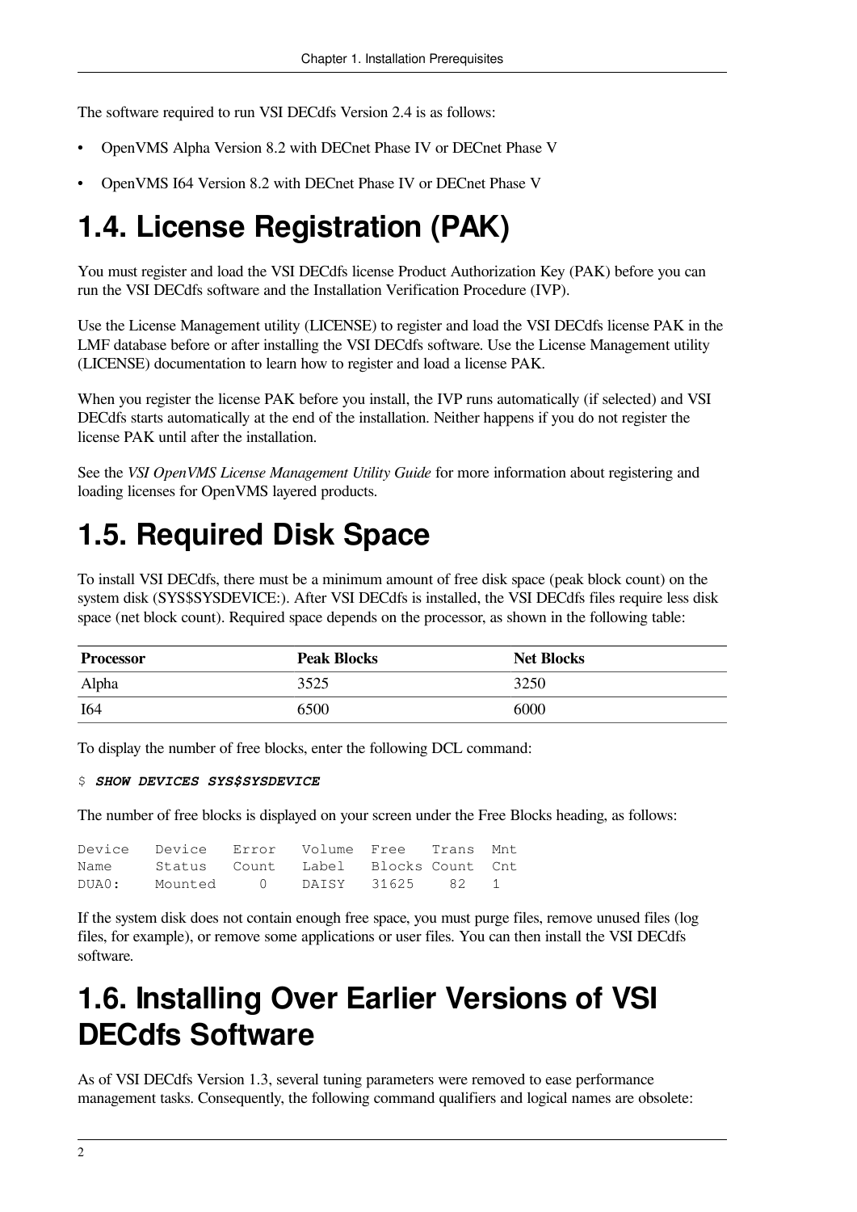The software required to run VSI DECdfs Version 2.4 is as follows:

- OpenVMS Alpha Version 8.2 with DECnet Phase IV or DECnet Phase V
- OpenVMS I64 Version 8.2 with DECnet Phase IV or DECnet Phase V

# 1.4. License Registration (PAK)

You must register and load the VSI DECdfs license Product Authorization Key (PAK) before you can run the VSI DECdfs software and the Installation Verification Procedure (IVP).

Use the License Management utility (LICENSE) to register and load the VSI DECdfs license PAK in the LMF database before or after installing the VSI DECdfs software. Use the License Management utility (LICENSE) documentation to learn how to register and load a license PAK.

When you register the license PAK before you install, the IVP runs automatically (if selected) and VSI DECdfs starts automatically at the end of the installation. Neither happens if you do not register the license PAK until after the installation.

See the *VSI OpenVMS License Management Utility Guide* for more information about registering and loading licenses for OpenVMS layered products.

# 1.5. Required Disk Space

To install VSI DECdfs, there must be a minimum amount of free disk space (peak block count) on the system disk (SYS$SYSDEVICE:). After VSI DECdfs is installed, the VSI DECdfs files require less disk space (net block count). Required space depends on the processor, as shown in the following table:

| Processor | Peak Blocks | Net Blocks |
|---|---|---|
| Alpha | 3525 | 3250 |
| I64 | 6500 | 6000 |

To display the number of free blocks, enter the following DCL command:

```
$ SHOW DEVICES SYS$SYSDEVICE
```

The number of free blocks is displayed on your screen under the Free Blocks heading, as follows:

```
Device   Device   Error   Volume  Free   Trans  Mnt
Name     Status   Count   Label   Blocks Count  Cnt
DUA0:    Mounted     0    DAISY   31625    82   1
```

If the system disk does not contain enough free space, you must purge files, remove unused files (log files, for example), or remove some applications or user files. You can then install the VSI DECdfs software.

# 1.6. Installing Over Earlier Versions of VSI DECdfs Software

As of VSI DECdfs Version 1.3, several tuning parameters were removed to ease performance management tasks. Consequently, the following command qualifiers and logical names are obsolete: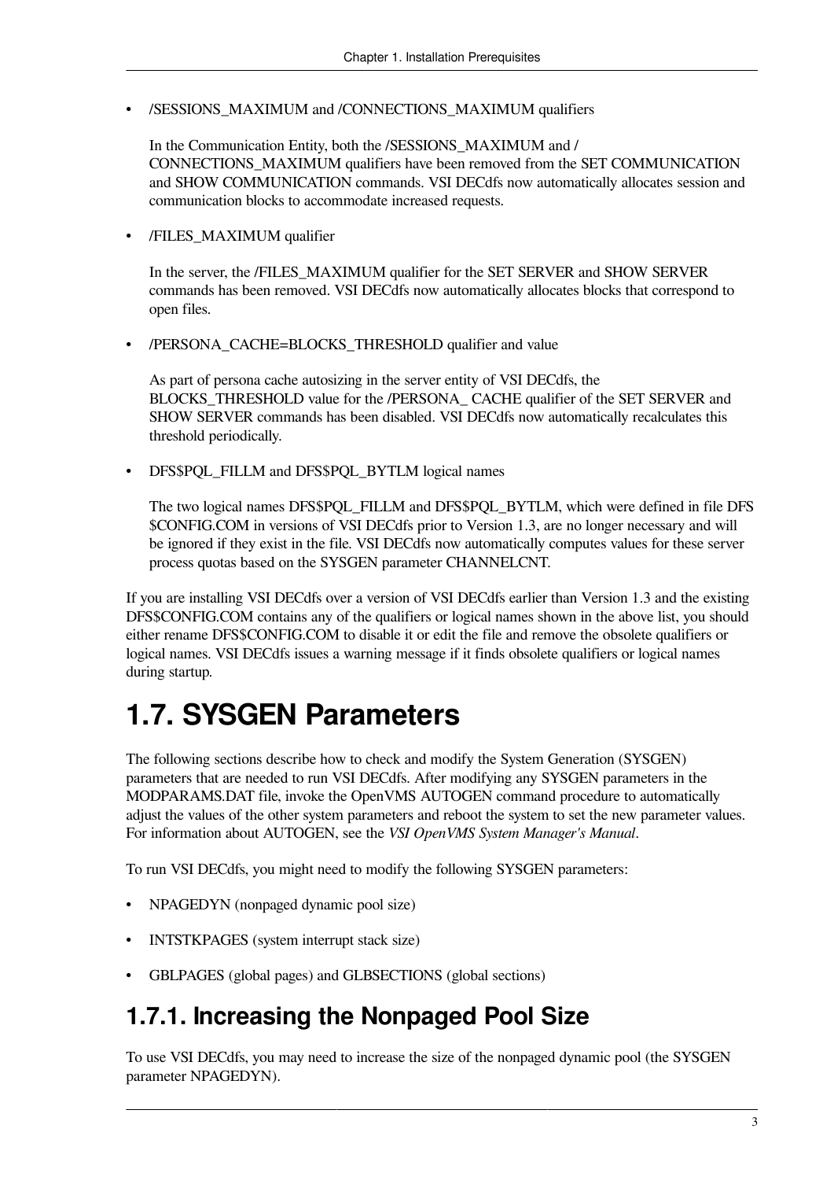- /SESSIONS_MAXIMUM and /CONNECTIONS_MAXIMUM qualifiers

  In the Communication Entity, both the /SESSIONS_MAXIMUM and /CONNECTIONS_MAXIMUM qualifiers have been removed from the SET COMMUNICATION and SHOW COMMUNICATION commands. VSI DECdfs now automatically allocates session and communication blocks to accommodate increased requests.

- /FILES_MAXIMUM qualifier

  In the server, the /FILES_MAXIMUM qualifier for the SET SERVER and SHOW SERVER commands has been removed. VSI DECdfs now automatically allocates blocks that correspond to open files.

- /PERSONA_CACHE=BLOCKS_THRESHOLD qualifier and value

  As part of persona cache autosizing in the server entity of VSI DECdfs, the BLOCKS_THRESHOLD value for the /PERSONA_ CACHE qualifier of the SET SERVER and SHOW SERVER commands has been disabled. VSI DECdfs now automatically recalculates this threshold periodically.

- DFS$PQL_FILLM and DFS$PQL_BYTLM logical names

  The two logical names DFS$PQL_FILLM and DFS$PQL_BYTLM, which were defined in file DFS$CONFIG.COM in versions of VSI DECdfs prior to Version 1.3, are no longer necessary and will be ignored if they exist in the file. VSI DECdfs now automatically computes values for these server process quotas based on the SYSGEN parameter CHANNELCNT.

If you are installing VSI DECdfs over a version of VSI DECdfs earlier than Version 1.3 and the existing DFS$CONFIG.COM contains any of the qualifiers or logical names shown in the above list, you should either rename DFS$CONFIG.COM to disable it or edit the file and remove the obsolete qualifiers or logical names. VSI DECdfs issues a warning message if it finds obsolete qualifiers or logical names during startup.

# 1.7. SYSGEN Parameters

The following sections describe how to check and modify the System Generation (SYSGEN) parameters that are needed to run VSI DECdfs. After modifying any SYSGEN parameters in the MODPARAMS.DAT file, invoke the OpenVMS AUTOGEN command procedure to automatically adjust the values of the other system parameters and reboot the system to set the new parameter values. For information about AUTOGEN, see the *VSI OpenVMS System Manager's Manual*.

To run VSI DECdfs, you might need to modify the following SYSGEN parameters:

- NPAGEDYN (nonpaged dynamic pool size)
- INTSTKPAGES (system interrupt stack size)
- GBLPAGES (global pages) and GLBSECTIONS (global sections)

## 1.7.1. Increasing the Nonpaged Pool Size

To use VSI DECdfs, you may need to increase the size of the nonpaged dynamic pool (the SYSGEN parameter NPAGEDYN).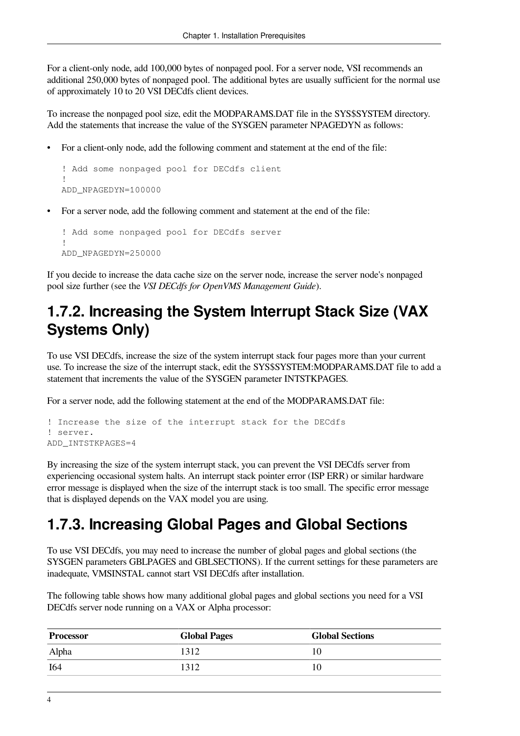For a client-only node, add 100,000 bytes of nonpaged pool. For a server node, VSI recommends an additional 250,000 bytes of nonpaged pool. The additional bytes are usually sufficient for the normal use of approximately 10 to 20 VSI DECdfs client devices.

To increase the nonpaged pool size, edit the MODPARAMS.DAT file in the SYS$SYSTEM directory. Add the statements that increase the value of the SYSGEN parameter NPAGEDYN as follows:

- For a client-only node, add the following comment and statement at the end of the file:

```
! Add some nonpaged pool for DECdfs client
!
ADD_NPAGEDYN=100000
```

- For a server node, add the following comment and statement at the end of the file:

```
! Add some nonpaged pool for DECdfs server
!
ADD_NPAGEDYN=250000
```

If you decide to increase the data cache size on the server node, increase the server node's nonpaged pool size further (see the *VSI DECdfs for OpenVMS Management Guide*).

## 1.7.2. Increasing the System Interrupt Stack Size (VAX Systems Only)

To use VSI DECdfs, increase the size of the system interrupt stack four pages more than your current use. To increase the size of the interrupt stack, edit the SYS$SYSTEM:MODPARAMS.DAT file to add a statement that increments the value of the SYSGEN parameter INTSTKPAGES.

For a server node, add the following statement at the end of the MODPARAMS.DAT file:

```
! Increase the size of the interrupt stack for the DECdfs
! server.
ADD_INTSTKPAGES=4
```

By increasing the size of the system interrupt stack, you can prevent the VSI DECdfs server from experiencing occasional system halts. An interrupt stack pointer error (ISP ERR) or similar hardware error message is displayed when the size of the interrupt stack is too small. The specific error message that is displayed depends on the VAX model you are using.

## 1.7.3. Increasing Global Pages and Global Sections

To use VSI DECdfs, you may need to increase the number of global pages and global sections (the SYSGEN parameters GBLPAGES and GBLSECTIONS). If the current settings for these parameters are inadequate, VMSINSTAL cannot start VSI DECdfs after installation.

The following table shows how many additional global pages and global sections you need for a VSI DECdfs server node running on a VAX or Alpha processor:

| Processor | Global Pages | Global Sections |
| --- | --- | --- |
| Alpha | 1312 | 10 |
| I64 | 1312 | 10 |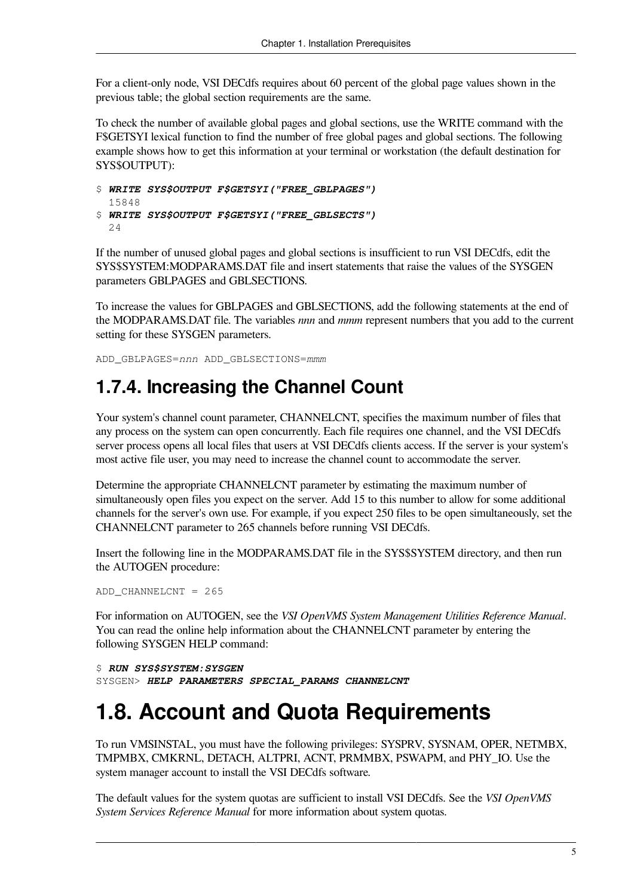For a client-only node, VSI DECdfs requires about 60 percent of the global page values shown in the previous table; the global section requirements are the same.

To check the number of available global pages and global sections, use the WRITE command with the F$GETSYI lexical function to find the number of free global pages and global sections. The following example shows how to get this information at your terminal or workstation (the default destination for SYS$OUTPUT):

```
$ WRITE SYS$OUTPUT F$GETSYI("FREE_GBLPAGES")
  15848
$ WRITE SYS$OUTPUT F$GETSYI("FREE_GBLSECTS")
  24
```

If the number of unused global pages and global sections is insufficient to run VSI DECdfs, edit the SYS$SYSTEM:MODPARAMS.DAT file and insert statements that raise the values of the SYSGEN parameters GBLPAGES and GBLSECTIONS.

To increase the values for GBLPAGES and GBLSECTIONS, add the following statements at the end of the MODPARAMS.DAT file. The variables *nnn* and *mmm* represent numbers that you add to the current setting for these SYSGEN parameters.

```
ADD_GBLPAGES=nnn ADD_GBLSECTIONS=mmm
```

## 1.7.4. Increasing the Channel Count

Your system's channel count parameter, CHANNELCNT, specifies the maximum number of files that any process on the system can open concurrently. Each file requires one channel, and the VSI DECdfs server process opens all local files that users at VSI DECdfs clients access. If the server is your system's most active file user, you may need to increase the channel count to accommodate the server.

Determine the appropriate CHANNELCNT parameter by estimating the maximum number of simultaneously open files you expect on the server. Add 15 to this number to allow for some additional channels for the server's own use. For example, if you expect 250 files to be open simultaneously, set the CHANNELCNT parameter to 265 channels before running VSI DECdfs.

Insert the following line in the MODPARAMS.DAT file in the SYS$SYSTEM directory, and then run the AUTOGEN procedure:

```
ADD_CHANNELCNT = 265
```

For information on AUTOGEN, see the *VSI OpenVMS System Management Utilities Reference Manual*. You can read the online help information about the CHANNELCNT parameter by entering the following SYSGEN HELP command:

```
$ RUN SYS$SYSTEM:SYSGEN
SYSGEN> HELP PARAMETERS SPECIAL_PARAMS CHANNELCNT
```

# 1.8. Account and Quota Requirements

To run VMSINSTAL, you must have the following privileges: SYSPRV, SYSNAM, OPER, NETMBX, TMPMBX, CMKRNL, DETACH, ALTPRI, ACNT, PRMMBX, PSWAPM, and PHY_IO. Use the system manager account to install the VSI DECdfs software.

The default values for the system quotas are sufficient to install VSI DECdfs. See the *VSI OpenVMS System Services Reference Manual* for more information about system quotas.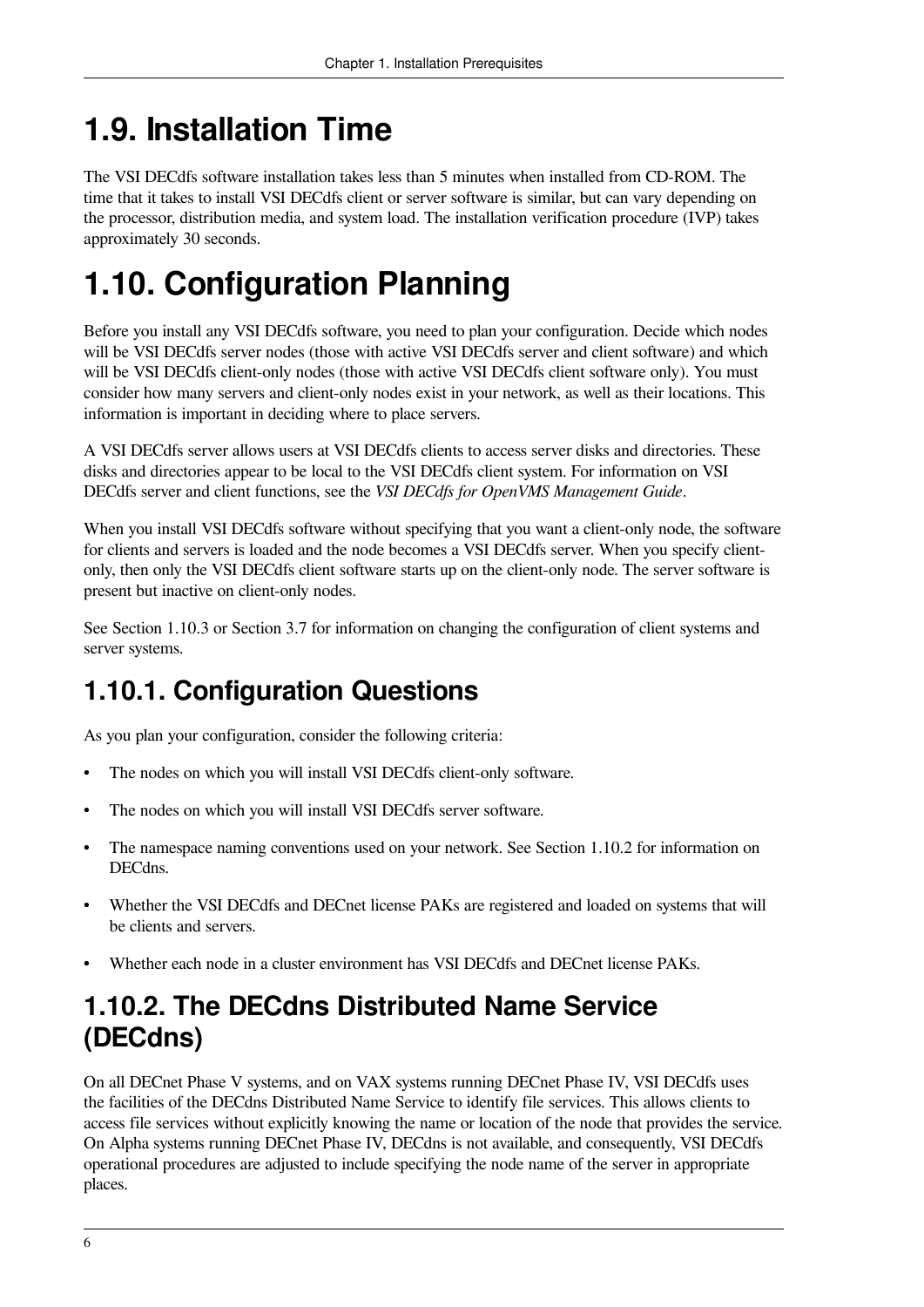# 1.9. Installation Time

The VSI DECdfs software installation takes less than 5 minutes when installed from CD-ROM. The time that it takes to install VSI DECdfs client or server software is similar, but can vary depending on the processor, distribution media, and system load. The installation verification procedure (IVP) takes approximately 30 seconds.

# 1.10. Configuration Planning

Before you install any VSI DECdfs software, you need to plan your configuration. Decide which nodes will be VSI DECdfs server nodes (those with active VSI DECdfs server and client software) and which will be VSI DECdfs client-only nodes (those with active VSI DECdfs client software only). You must consider how many servers and client-only nodes exist in your network, as well as their locations. This information is important in deciding where to place servers.

A VSI DECdfs server allows users at VSI DECdfs clients to access server disks and directories. These disks and directories appear to be local to the VSI DECdfs client system. For information on VSI DECdfs server and client functions, see the *VSI DECdfs for OpenVMS Management Guide*.

When you install VSI DECdfs software without specifying that you want a client-only node, the software for clients and servers is loaded and the node becomes a VSI DECdfs server. When you specify client-only, then only the VSI DECdfs client software starts up on the client-only node. The server software is present but inactive on client-only nodes.

See Section 1.10.3 or Section 3.7 for information on changing the configuration of client systems and server systems.

## 1.10.1. Configuration Questions

As you plan your configuration, consider the following criteria:

- The nodes on which you will install VSI DECdfs client-only software.
- The nodes on which you will install VSI DECdfs server software.
- The namespace naming conventions used on your network. See Section 1.10.2 for information on DECdns.
- Whether the VSI DECdfs and DECnet license PAKs are registered and loaded on systems that will be clients and servers.
- Whether each node in a cluster environment has VSI DECdfs and DECnet license PAKs.

## 1.10.2. The DECdns Distributed Name Service (DECdns)

On all DECnet Phase V systems, and on VAX systems running DECnet Phase IV, VSI DECdfs uses the facilities of the DECdns Distributed Name Service to identify file services. This allows clients to access file services without explicitly knowing the name or location of the node that provides the service. On Alpha systems running DECnet Phase IV, DECdns is not available, and consequently, VSI DECdfs operational procedures are adjusted to include specifying the node name of the server in appropriate places.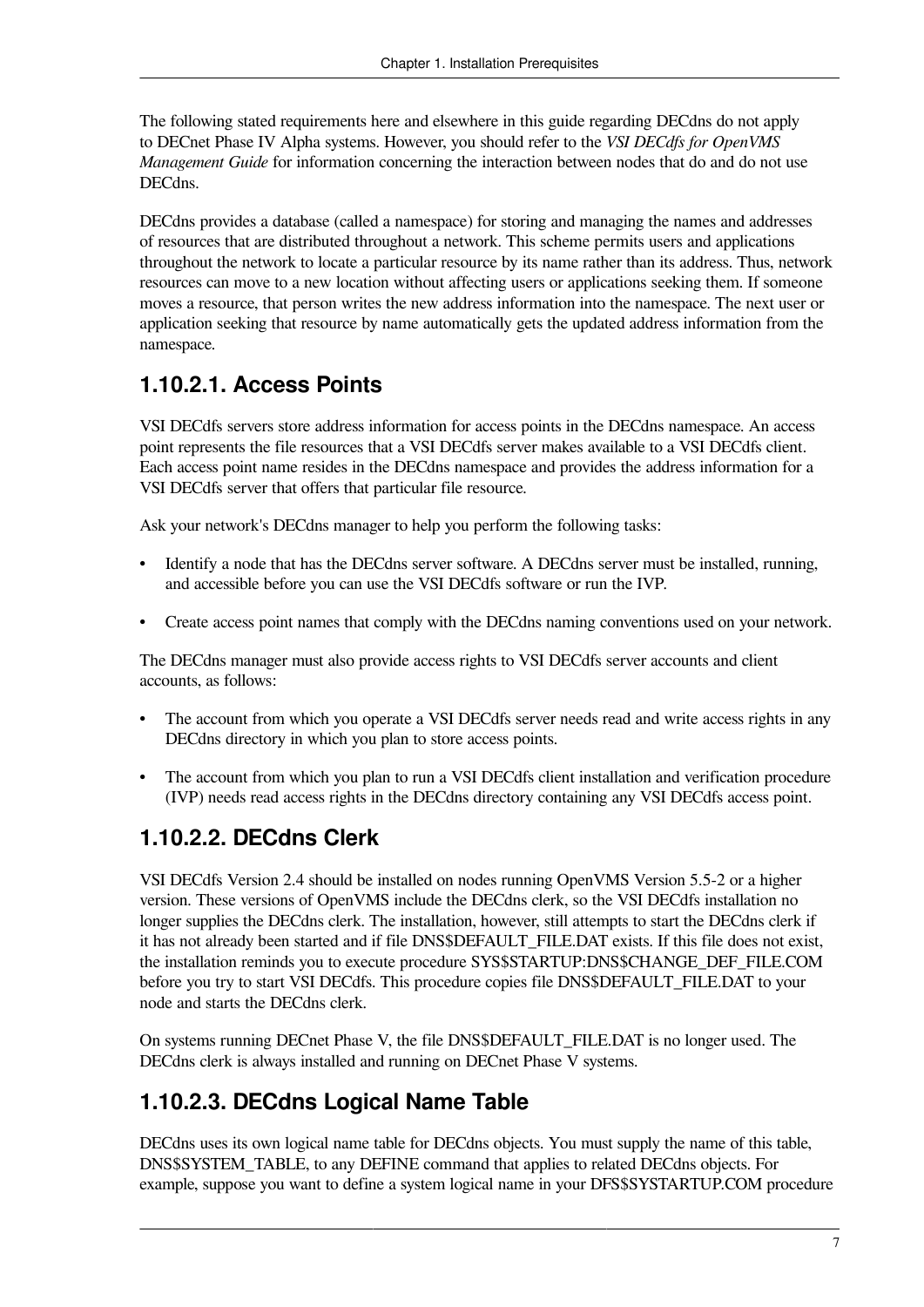The following stated requirements here and elsewhere in this guide regarding DECdns do not apply to DECnet Phase IV Alpha systems. However, you should refer to the *VSI DECdfs for OpenVMS Management Guide* for information concerning the interaction between nodes that do and do not use DECdns.

DECdns provides a database (called a namespace) for storing and managing the names and addresses of resources that are distributed throughout a network. This scheme permits users and applications throughout the network to locate a particular resource by its name rather than its address. Thus, network resources can move to a new location without affecting users or applications seeking them. If someone moves a resource, that person writes the new address information into the namespace. The next user or application seeking that resource by name automatically gets the updated address information from the namespace.

### 1.10.2.1. Access Points

VSI DECdfs servers store address information for access points in the DECdns namespace. An access point represents the file resources that a VSI DECdfs server makes available to a VSI DECdfs client. Each access point name resides in the DECdns namespace and provides the address information for a VSI DECdfs server that offers that particular file resource.

Ask your network's DECdns manager to help you perform the following tasks:

- Identify a node that has the DECdns server software. A DECdns server must be installed, running, and accessible before you can use the VSI DECdfs software or run the IVP.
- Create access point names that comply with the DECdns naming conventions used on your network.

The DECdns manager must also provide access rights to VSI DECdfs server accounts and client accounts, as follows:

- The account from which you operate a VSI DECdfs server needs read and write access rights in any DECdns directory in which you plan to store access points.
- The account from which you plan to run a VSI DECdfs client installation and verification procedure (IVP) needs read access rights in the DECdns directory containing any VSI DECdfs access point.

### 1.10.2.2. DECdns Clerk

VSI DECdfs Version 2.4 should be installed on nodes running OpenVMS Version 5.5-2 or a higher version. These versions of OpenVMS include the DECdns clerk, so the VSI DECdfs installation no longer supplies the DECdns clerk. The installation, however, still attempts to start the DECdns clerk if it has not already been started and if file DNS$DEFAULT_FILE.DAT exists. If this file does not exist, the installation reminds you to execute procedure SYS$STARTUP:DNS$CHANGE_DEF_FILE.COM before you try to start VSI DECdfs. This procedure copies file DNS$DEFAULT_FILE.DAT to your node and starts the DECdns clerk.

On systems running DECnet Phase V, the file DNS$DEFAULT_FILE.DAT is no longer used. The DECdns clerk is always installed and running on DECnet Phase V systems.

### 1.10.2.3. DECdns Logical Name Table

DECdns uses its own logical name table for DECdns objects. You must supply the name of this table, DNS$SYSTEM_TABLE, to any DEFINE command that applies to related DECdns objects. For example, suppose you want to define a system logical name in your DFS$SYSTARTUP.COM procedure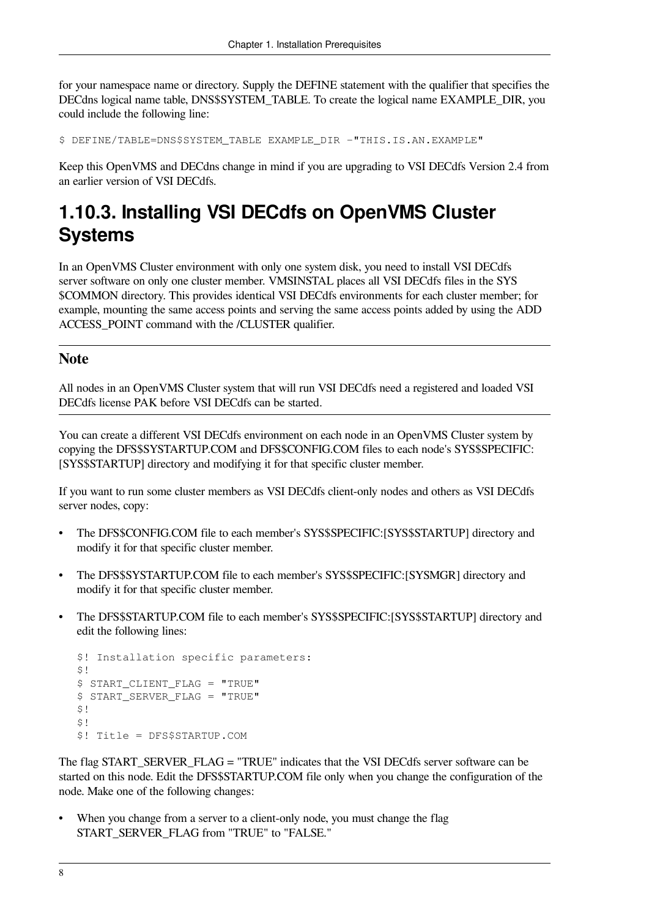for your namespace name or directory. Supply the DEFINE statement with the qualifier that specifies the DECdns logical name table, DNS$SYSTEM_TABLE. To create the logical name EXAMPLE_DIR, you could include the following line:

```
$ DEFINE/TABLE=DNS$SYSTEM_TABLE EXAMPLE_DIR -"THIS.IS.AN.EXAMPLE"
```

Keep this OpenVMS and DECdns change in mind if you are upgrading to VSI DECdfs Version 2.4 from an earlier version of VSI DECdfs.

### 1.10.3. Installing VSI DECdfs on OpenVMS Cluster Systems

In an OpenVMS Cluster environment with only one system disk, you need to install VSI DECdfs server software on only one cluster member. VMSINSTAL places all VSI DECdfs files in the SYS$COMMON directory. This provides identical VSI DECdfs environments for each cluster member; for example, mounting the same access points and serving the same access points added by using the ADD ACCESS_POINT command with the /CLUSTER qualifier.

---

**Note**

All nodes in an OpenVMS Cluster system that will run VSI DECdfs need a registered and loaded VSI DECdfs license PAK before VSI DECdfs can be started.

---

You can create a different VSI DECdfs environment on each node in an OpenVMS Cluster system by copying the DFS$SYSTARTUP.COM and DFS$CONFIG.COM files to each node's SYS$SPECIFIC:[SYS$STARTUP] directory and modifying it for that specific cluster member.

If you want to run some cluster members as VSI DECdfs client-only nodes and others as VSI DECdfs server nodes, copy:

- The DFS$CONFIG.COM file to each member's SYS$SPECIFIC:[SYS$STARTUP] directory and modify it for that specific cluster member.
- The DFS$SYSTARTUP.COM file to each member's SYS$SPECIFIC:[SYSMGR] directory and modify it for that specific cluster member.
- The DFS$STARTUP.COM file to each member's SYS$SPECIFIC:[SYS$STARTUP] directory and edit the following lines:

  ```
  $! Installation specific parameters:
  $!
  $ START_CLIENT_FLAG = "TRUE"
  $ START_SERVER_FLAG = "TRUE"
  $!
  $!
  $! Title = DFS$STARTUP.COM
  ```

The flag START_SERVER_FLAG = "TRUE" indicates that the VSI DECdfs server software can be started on this node. Edit the DFS$STARTUP.COM file only when you change the configuration of the node. Make one of the following changes:

- When you change from a server to a client-only node, you must change the flag START_SERVER_FLAG from "TRUE" to "FALSE."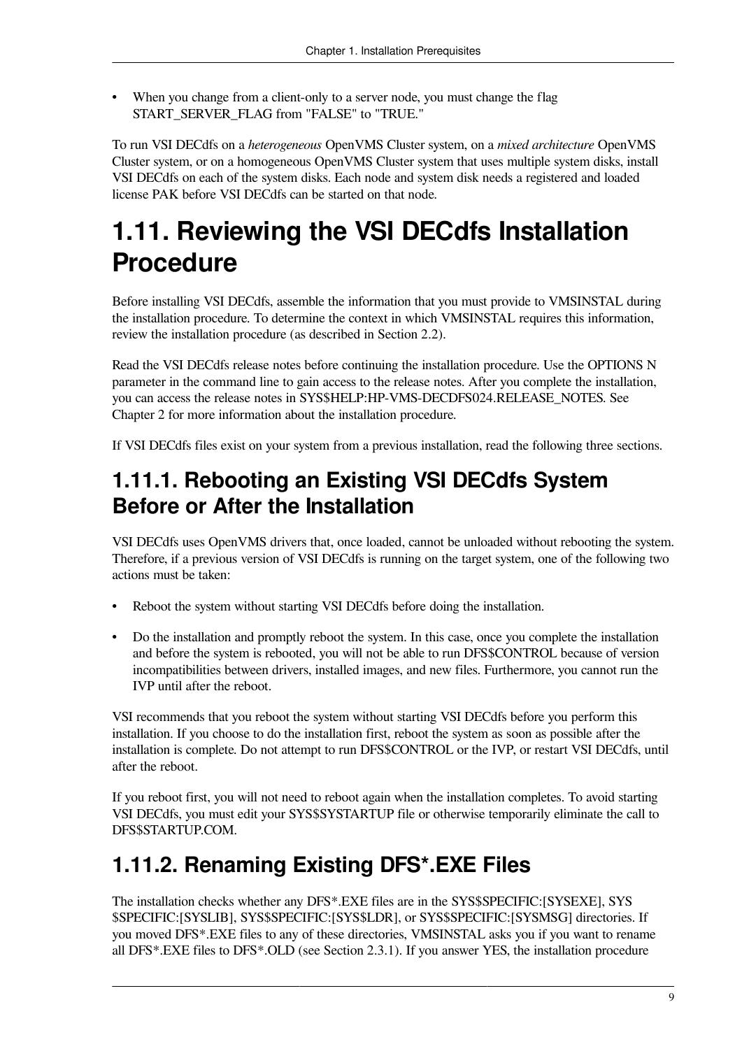- When you change from a client-only to a server node, you must change the flag START_SERVER_FLAG from "FALSE" to "TRUE."

To run VSI DECdfs on a *heterogeneous* OpenVMS Cluster system, on a *mixed architecture* OpenVMS Cluster system, or on a homogeneous OpenVMS Cluster system that uses multiple system disks, install VSI DECdfs on each of the system disks. Each node and system disk needs a registered and loaded license PAK before VSI DECdfs can be started on that node.

## 1.11. Reviewing the VSI DECdfs Installation Procedure

Before installing VSI DECdfs, assemble the information that you must provide to VMSINSTAL during the installation procedure. To determine the context in which VMSINSTAL requires this information, review the installation procedure (as described in Section 2.2).

Read the VSI DECdfs release notes before continuing the installation procedure. Use the OPTIONS N parameter in the command line to gain access to the release notes. After you complete the installation, you can access the release notes in SYS$HELP:HP-VMS-DECDFS024.RELEASE_NOTES. See Chapter 2 for more information about the installation procedure.

If VSI DECdfs files exist on your system from a previous installation, read the following three sections.

### 1.11.1. Rebooting an Existing VSI DECdfs System Before or After the Installation

VSI DECdfs uses OpenVMS drivers that, once loaded, cannot be unloaded without rebooting the system. Therefore, if a previous version of VSI DECdfs is running on the target system, one of the following two actions must be taken:

- Reboot the system without starting VSI DECdfs before doing the installation.
- Do the installation and promptly reboot the system. In this case, once you complete the installation and before the system is rebooted, you will not be able to run DFS$CONTROL because of version incompatibilities between drivers, installed images, and new files. Furthermore, you cannot run the IVP until after the reboot.

VSI recommends that you reboot the system without starting VSI DECdfs before you perform this installation. If you choose to do the installation first, reboot the system as soon as possible after the installation is complete. Do not attempt to run DFS$CONTROL or the IVP, or restart VSI DECdfs, until after the reboot.

If you reboot first, you will not need to reboot again when the installation completes. To avoid starting VSI DECdfs, you must edit your SYS$SYSTARTUP file or otherwise temporarily eliminate the call to DFS$STARTUP.COM.

### 1.11.2. Renaming Existing DFS*.EXE Files

The installation checks whether any DFS*.EXE files are in the SYS$SPECIFIC:[SYSEXE], SYS$SPECIFIC:[SYSLIB], SYS$SPECIFIC:[SYS$LDR], or SYS$SPECIFIC:[SYSMSG] directories. If you moved DFS*.EXE files to any of these directories, VMSINSTAL asks you if you want to rename all DFS*.EXE files to DFS*.OLD (see Section 2.3.1). If you answer YES, the installation procedure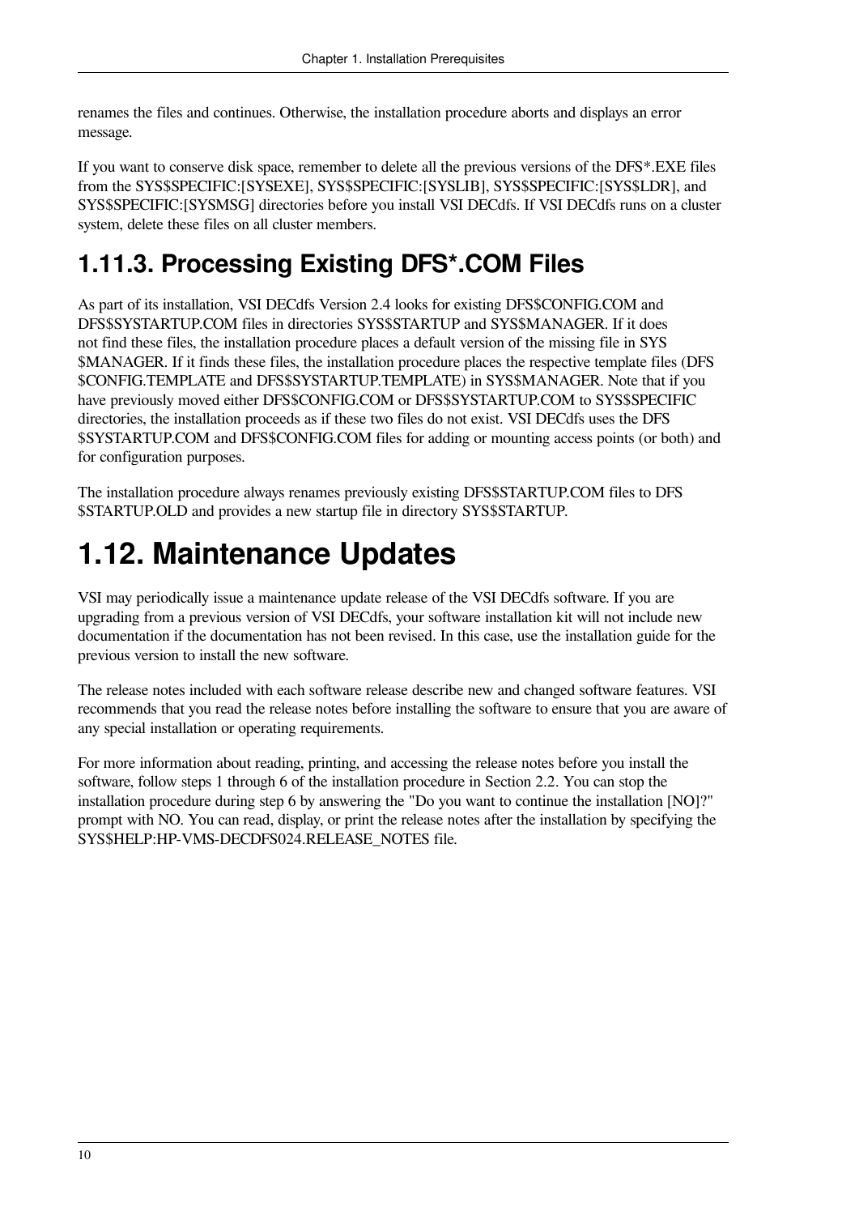renames the files and continues. Otherwise, the installation procedure aborts and displays an error message.

If you want to conserve disk space, remember to delete all the previous versions of the DFS*.EXE files from the SYS$SPECIFIC:[SYSEXE], SYS$SPECIFIC:[SYSLIB], SYS$SPECIFIC:[SYS$LDR], and SYS$SPECIFIC:[SYSMSG] directories before you install VSI DECdfs. If VSI DECdfs runs on a cluster system, delete these files on all cluster members.

### 1.11.3. Processing Existing DFS*.COM Files

As part of its installation, VSI DECdfs Version 2.4 looks for existing DFS$CONFIG.COM and DFS$SYSTARTUP.COM files in directories SYS$STARTUP and SYS$MANAGER. If it does not find these files, the installation procedure places a default version of the missing file in SYS$MANAGER. If it finds these files, the installation procedure places the respective template files (DFS$CONFIG.TEMPLATE and DFS$SYSTARTUP.TEMPLATE) in SYS$MANAGER. Note that if you have previously moved either DFS$CONFIG.COM or DFS$SYSTARTUP.COM to SYS$SPECIFIC directories, the installation proceeds as if these two files do not exist. VSI DECdfs uses the DFS$SYSTARTUP.COM and DFS$CONFIG.COM files for adding or mounting access points (or both) and for configuration purposes.

The installation procedure always renames previously existing DFS$STARTUP.COM files to DFS$STARTUP.OLD and provides a new startup file in directory SYS$STARTUP.

## 1.12. Maintenance Updates

VSI may periodically issue a maintenance update release of the VSI DECdfs software. If you are upgrading from a previous version of VSI DECdfs, your software installation kit will not include new documentation if the documentation has not been revised. In this case, use the installation guide for the previous version to install the new software.

The release notes included with each software release describe new and changed software features. VSI recommends that you read the release notes before installing the software to ensure that you are aware of any special installation or operating requirements.

For more information about reading, printing, and accessing the release notes before you install the software, follow steps 1 through 6 of the installation procedure in Section 2.2. You can stop the installation procedure during step 6 by answering the "Do you want to continue the installation [NO]?" prompt with NO. You can read, display, or print the release notes after the installation by specifying the SYS$HELP:HP-VMS-DECDFS024.RELEASE_NOTES file.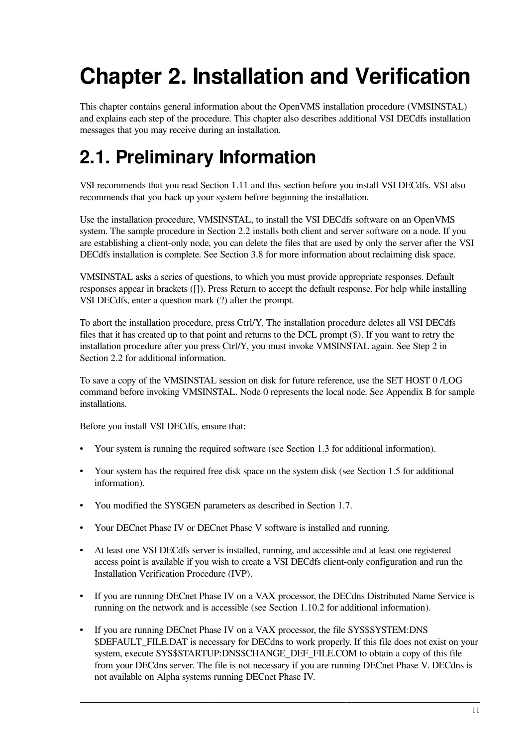# Chapter 2. Installation and Verification

This chapter contains general information about the OpenVMS installation procedure (VMSINSTAL) and explains each step of the procedure. This chapter also describes additional VSI DECdfs installation messages that you may receive during an installation.

## 2.1. Preliminary Information

VSI recommends that you read Section 1.11 and this section before you install VSI DECdfs. VSI also recommends that you back up your system before beginning the installation.

Use the installation procedure, VMSINSTAL, to install the VSI DECdfs software on an OpenVMS system. The sample procedure in Section 2.2 installs both client and server software on a node. If you are establishing a client-only node, you can delete the files that are used by only the server after the VSI DECdfs installation is complete. See Section 3.8 for more information about reclaiming disk space.

VMSINSTAL asks a series of questions, to which you must provide appropriate responses. Default responses appear in brackets ([]). Press Return to accept the default response. For help while installing VSI DECdfs, enter a question mark (?) after the prompt.

To abort the installation procedure, press Ctrl/Y. The installation procedure deletes all VSI DECdfs files that it has created up to that point and returns to the DCL prompt ($). If you want to retry the installation procedure after you press Ctrl/Y, you must invoke VMSINSTAL again. See Step 2 in Section 2.2 for additional information.

To save a copy of the VMSINSTAL session on disk for future reference, use the SET HOST 0 /LOG command before invoking VMSINSTAL. Node 0 represents the local node. See Appendix B for sample installations.

Before you install VSI DECdfs, ensure that:

- Your system is running the required software (see Section 1.3 for additional information).
- Your system has the required free disk space on the system disk (see Section 1.5 for additional information).
- You modified the SYSGEN parameters as described in Section 1.7.
- Your DECnet Phase IV or DECnet Phase V software is installed and running.
- At least one VSI DECdfs server is installed, running, and accessible and at least one registered access point is available if you wish to create a VSI DECdfs client-only configuration and run the Installation Verification Procedure (IVP).
- If you are running DECnet Phase IV on a VAX processor, the DECdns Distributed Name Service is running on the network and is accessible (see Section 1.10.2 for additional information).
- If you are running DECnet Phase IV on a VAX processor, the file SYS$SYSTEM:DNS$DEFAULT_FILE.DAT is necessary for DECdns to work properly. If this file does not exist on your system, execute SYS$STARTUP:DNS$CHANGE_DEF_FILE.COM to obtain a copy of this file from your DECdns server. The file is not necessary if you are running DECnet Phase V. DECdns is not available on Alpha systems running DECnet Phase IV.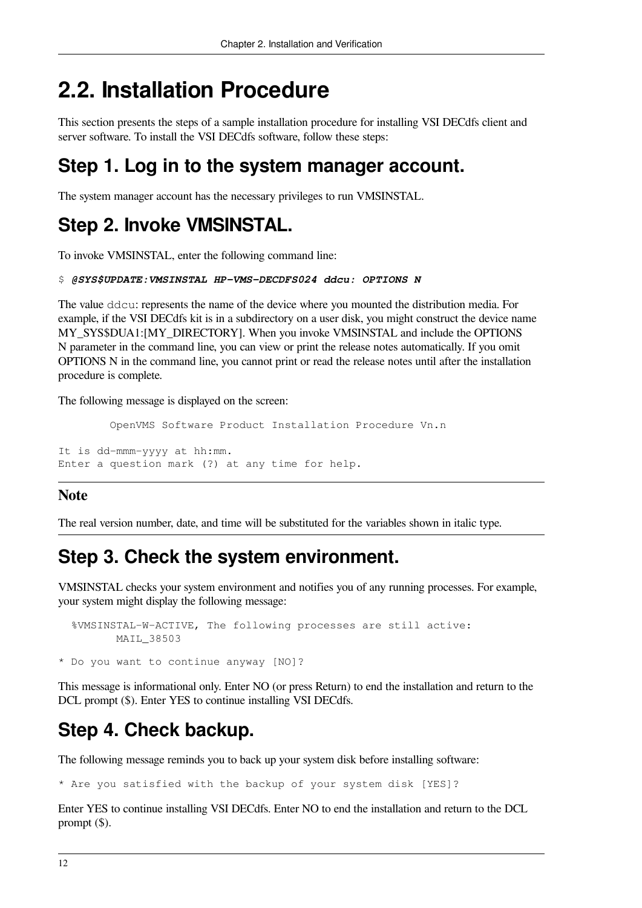## 2.2. Installation Procedure

This section presents the steps of a sample installation procedure for installing VSI DECdfs client and server software. To install the VSI DECdfs software, follow these steps:

### Step 1. Log in to the system manager account.

The system manager account has the necessary privileges to run VMSINSTAL.

### Step 2. Invoke VMSINSTAL.

To invoke VMSINSTAL, enter the following command line:

```
$ @SYS$UPDATE:VMSINSTAL HP-VMS-DECDFS024 ddcu: OPTIONS N
```

The value `ddcu`: represents the name of the device where you mounted the distribution media. For example, if the VSI DECdfs kit is in a subdirectory on a user disk, you might construct the device name MY_SYS$DUA1:[MY_DIRECTORY]. When you invoke VMSINSTAL and include the OPTIONS N parameter in the command line, you can view or print the release notes automatically. If you omit OPTIONS N in the command line, you cannot print or read the release notes until after the installation procedure is complete.

The following message is displayed on the screen:

```
        OpenVMS Software Product Installation Procedure Vn.n

It is dd-mmm-yyyy at hh:mm.
Enter a question mark (?) at any time for help.
```

**Note**

The real version number, date, and time will be substituted for the variables shown in italic type.

### Step 3. Check the system environment.

VMSINSTAL checks your system environment and notifies you of any running processes. For example, your system might display the following message:

```
  %VMSINSTAL-W-ACTIVE, The following processes are still active:
        MAIL_38503

* Do you want to continue anyway [NO]?
```

This message is informational only. Enter NO (or press Return) to end the installation and return to the DCL prompt ($). Enter YES to continue installing VSI DECdfs.

### Step 4. Check backup.

The following message reminds you to back up your system disk before installing software:

```
* Are you satisfied with the backup of your system disk [YES]?
```

Enter YES to continue installing VSI DECdfs. Enter NO to end the installation and return to the DCL prompt ($).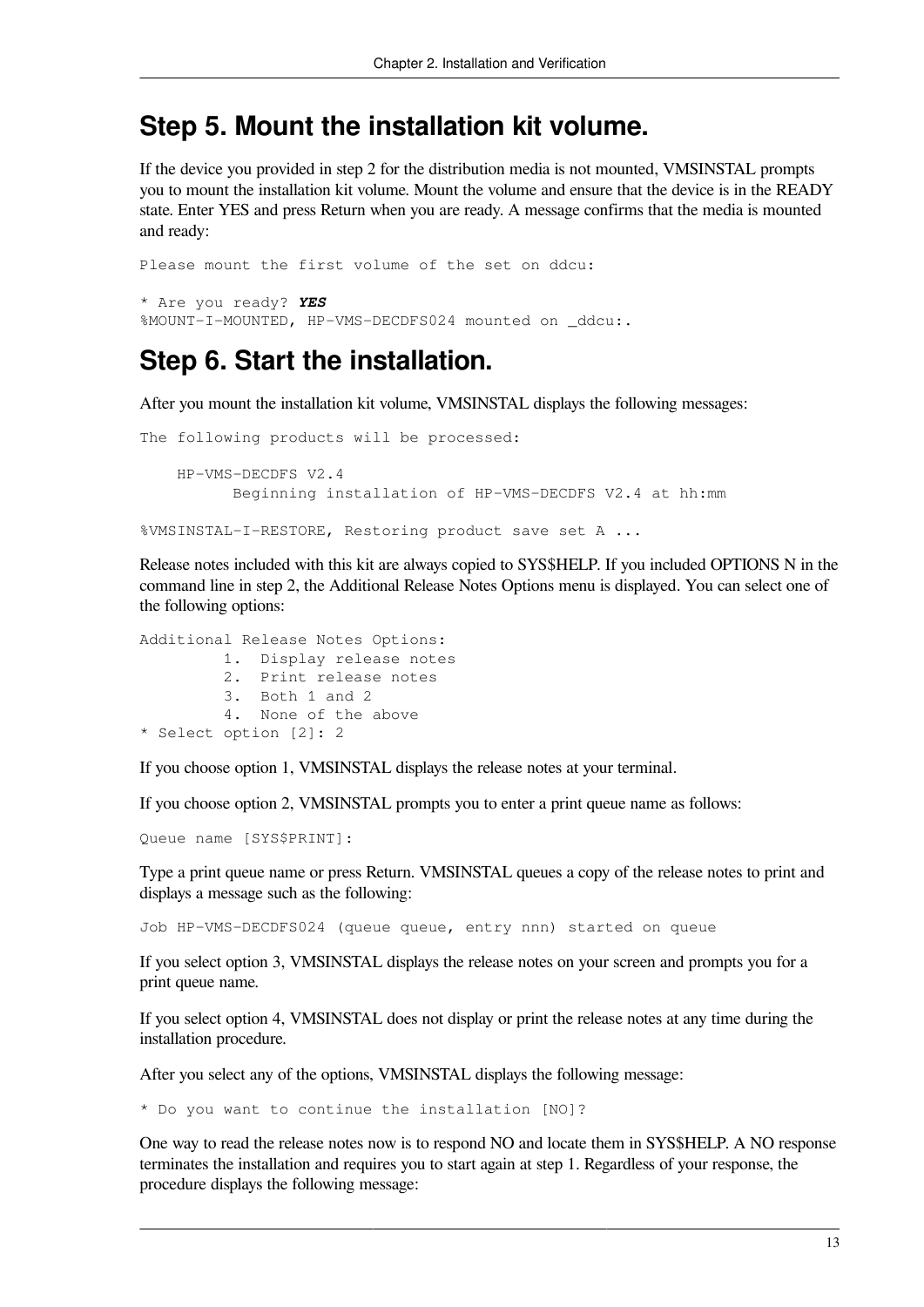## Step 5. Mount the installation kit volume.

If the device you provided in step 2 for the distribution media is not mounted, VMSINSTAL prompts you to mount the installation kit volume. Mount the volume and ensure that the device is in the READY state. Enter YES and press Return when you are ready. A message confirms that the media is mounted and ready:

```
Please mount the first volume of the set on ddcu:

* Are you ready? YES
%MOUNT-I-MOUNTED, HP-VMS-DECDFS024 mounted on _ddcu:.
```

## Step 6. Start the installation.

After you mount the installation kit volume, VMSINSTAL displays the following messages:

```
The following products will be processed:

    HP-VMS-DECDFS V2.4
          Beginning installation of HP-VMS-DECDFS V2.4 at hh:mm

%VMSINSTAL-I-RESTORE, Restoring product save set A ...
```

Release notes included with this kit are always copied to SYS$HELP. If you included OPTIONS N in the command line in step 2, the Additional Release Notes Options menu is displayed. You can select one of the following options:

```
Additional Release Notes Options:
         1.  Display release notes
         2.  Print release notes
         3.  Both 1 and 2
         4.  None of the above
* Select option [2]: 2
```

If you choose option 1, VMSINSTAL displays the release notes at your terminal.

If you choose option 2, VMSINSTAL prompts you to enter a print queue name as follows:

```
Queue name [SYS$PRINT]:
```

Type a print queue name or press Return. VMSINSTAL queues a copy of the release notes to print and displays a message such as the following:

```
Job HP-VMS-DECDFS024 (queue queue, entry nnn) started on queue
```

If you select option 3, VMSINSTAL displays the release notes on your screen and prompts you for a print queue name.

If you select option 4, VMSINSTAL does not display or print the release notes at any time during the installation procedure.

After you select any of the options, VMSINSTAL displays the following message:

```
* Do you want to continue the installation [NO]?
```

One way to read the release notes now is to respond NO and locate them in SYS$HELP. A NO response terminates the installation and requires you to start again at step 1. Regardless of your response, the procedure displays the following message: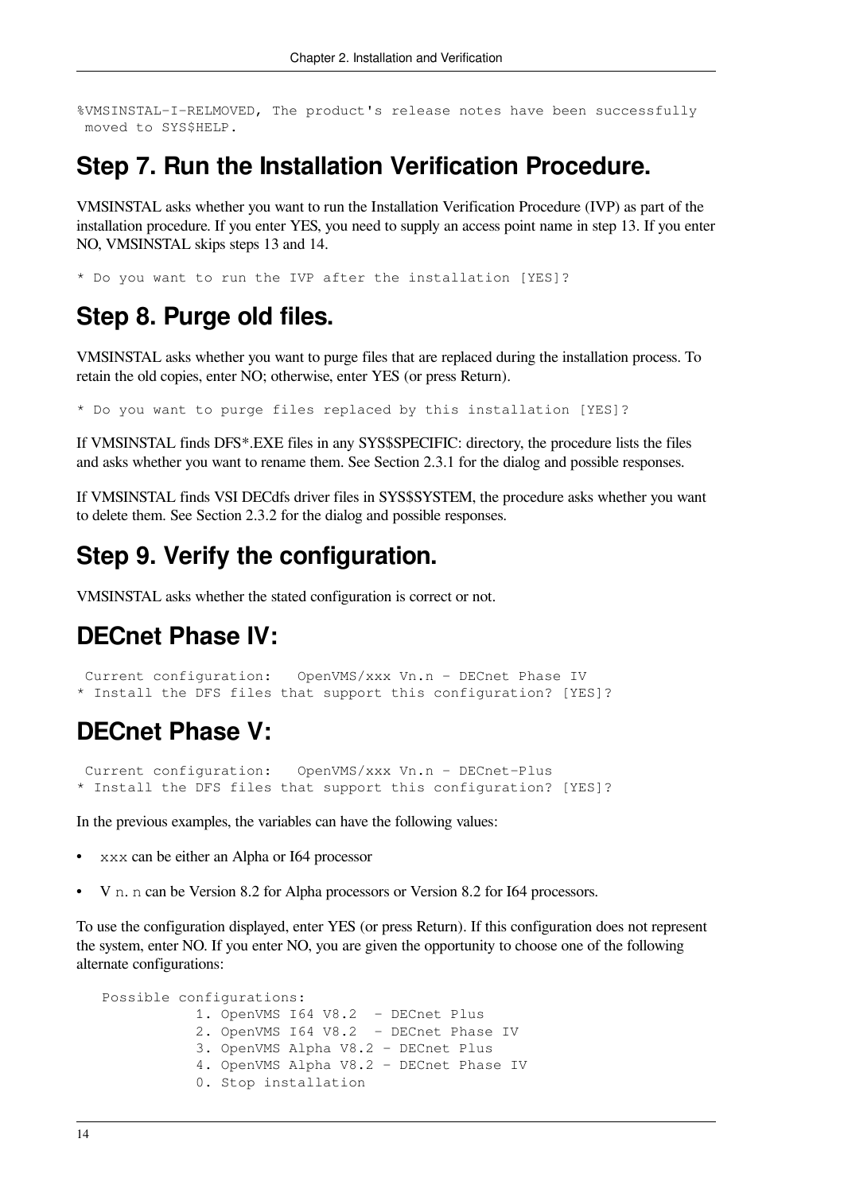```
%VMSINSTAL-I-RELMOVED, The product's release notes have been successfully
 moved to SYS$HELP.
```

## Step 7. Run the Installation Verification Procedure.

VMSINSTAL asks whether you want to run the Installation Verification Procedure (IVP) as part of the installation procedure. If you enter YES, you need to supply an access point name in step 13. If you enter NO, VMSINSTAL skips steps 13 and 14.

```
* Do you want to run the IVP after the installation [YES]?
```

## Step 8. Purge old files.

VMSINSTAL asks whether you want to purge files that are replaced during the installation process. To retain the old copies, enter NO; otherwise, enter YES (or press Return).

```
* Do you want to purge files replaced by this installation [YES]?
```

If VMSINSTAL finds DFS*.EXE files in any SYS$SPECIFIC: directory, the procedure lists the files and asks whether you want to rename them. See Section 2.3.1 for the dialog and possible responses.

If VMSINSTAL finds VSI DECdfs driver files in SYS$SYSTEM, the procedure asks whether you want to delete them. See Section 2.3.2 for the dialog and possible responses.

## Step 9. Verify the configuration.

VMSINSTAL asks whether the stated configuration is correct or not.

## DECnet Phase IV:

```
 Current configuration:   OpenVMS/xxx Vn.n - DECnet Phase IV
* Install the DFS files that support this configuration? [YES]?
```

## DECnet Phase V:

```
 Current configuration:   OpenVMS/xxx Vn.n - DECnet-Plus
* Install the DFS files that support this configuration? [YES]?
```

In the previous examples, the variables can have the following values:

- `xxx` can be either an Alpha or I64 processor
- V `n.n` can be Version 8.2 for Alpha processors or Version 8.2 for I64 processors.

To use the configuration displayed, enter YES (or press Return). If this configuration does not represent the system, enter NO. If you enter NO, you are given the opportunity to choose one of the following alternate configurations:

```
   Possible configurations:
             1. OpenVMS I64 V8.2  - DECnet Plus
             2. OpenVMS I64 V8.2  - DECnet Phase IV
             3. OpenVMS Alpha V8.2 - DECnet Plus
             4. OpenVMS Alpha V8.2 - DECnet Phase IV
             0. Stop installation
```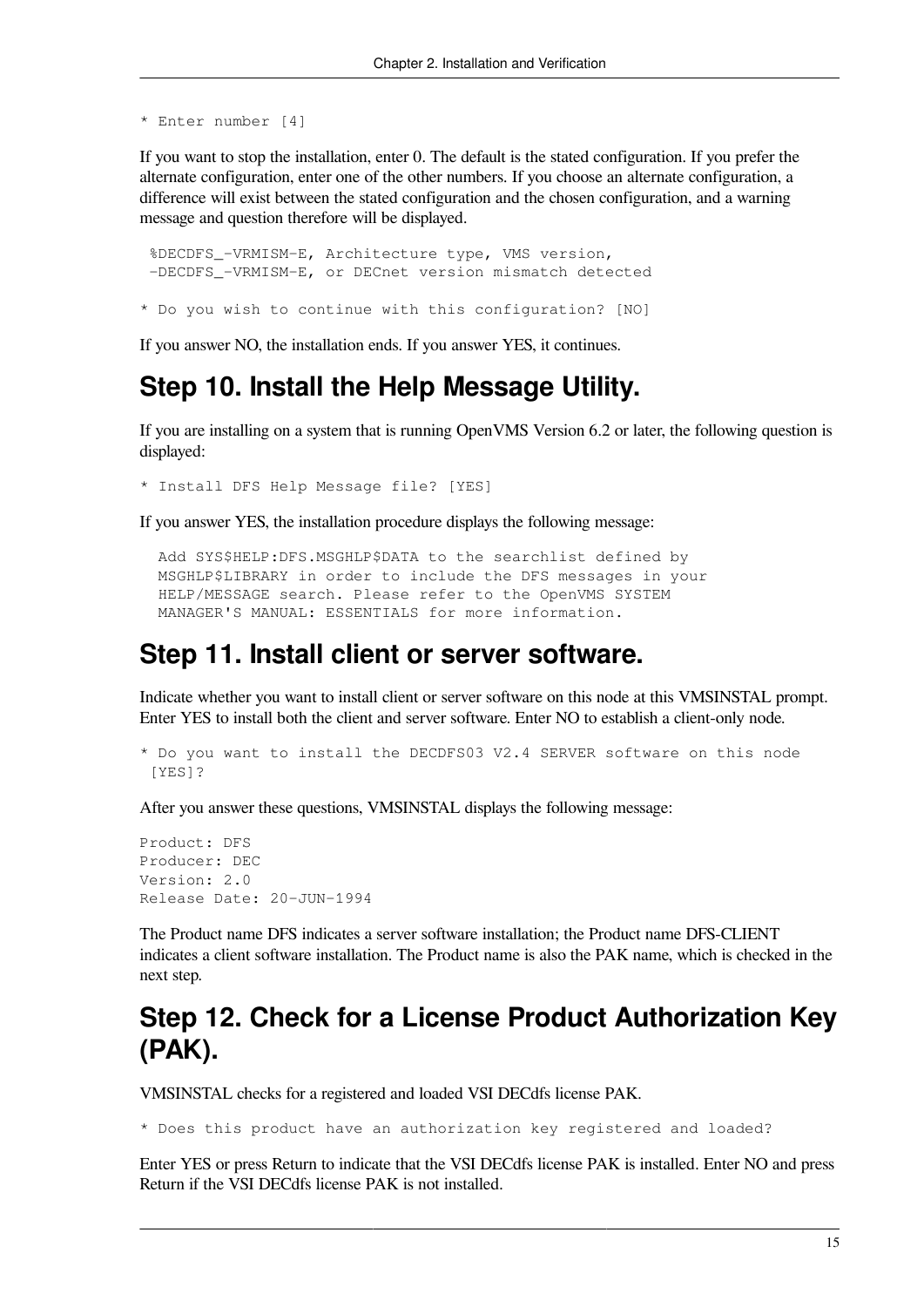```
* Enter number [4]
```

If you want to stop the installation, enter 0. The default is the stated configuration. If you prefer the alternate configuration, enter one of the other numbers. If you choose an alternate configuration, a difference will exist between the stated configuration and the chosen configuration, and a warning message and question therefore will be displayed.

```
 %DECDFS_-VRMISM-E, Architecture type, VMS version,
 -DECDFS_-VRMISM-E, or DECnet version mismatch detected

* Do you wish to continue with this configuration? [NO]
```

If you answer NO, the installation ends. If you answer YES, it continues.

## Step 10. Install the Help Message Utility.

If you are installing on a system that is running OpenVMS Version 6.2 or later, the following question is displayed:

```
* Install DFS Help Message file? [YES]
```

If you answer YES, the installation procedure displays the following message:

```
  Add SYS$HELP:DFS.MSGHLP$DATA to the searchlist defined by
  MSGHLP$LIBRARY in order to include the DFS messages in your
  HELP/MESSAGE search. Please refer to the OpenVMS SYSTEM
  MANAGER'S MANUAL: ESSENTIALS for more information.
```

## Step 11. Install client or server software.

Indicate whether you want to install client or server software on this node at this VMSINSTAL prompt. Enter YES to install both the client and server software. Enter NO to establish a client-only node.

```
* Do you want to install the DECDFS03 V2.4 SERVER software on this node
 [YES]?
```

After you answer these questions, VMSINSTAL displays the following message:

```
Product: DFS
Producer: DEC
Version: 2.0
Release Date: 20-JUN-1994
```

The Product name DFS indicates a server software installation; the Product name DFS-CLIENT indicates a client software installation. The Product name is also the PAK name, which is checked in the next step.

## Step 12. Check for a License Product Authorization Key (PAK).

VMSINSTAL checks for a registered and loaded VSI DECdfs license PAK.

```
* Does this product have an authorization key registered and loaded?
```

Enter YES or press Return to indicate that the VSI DECdfs license PAK is installed. Enter NO and press Return if the VSI DECdfs license PAK is not installed.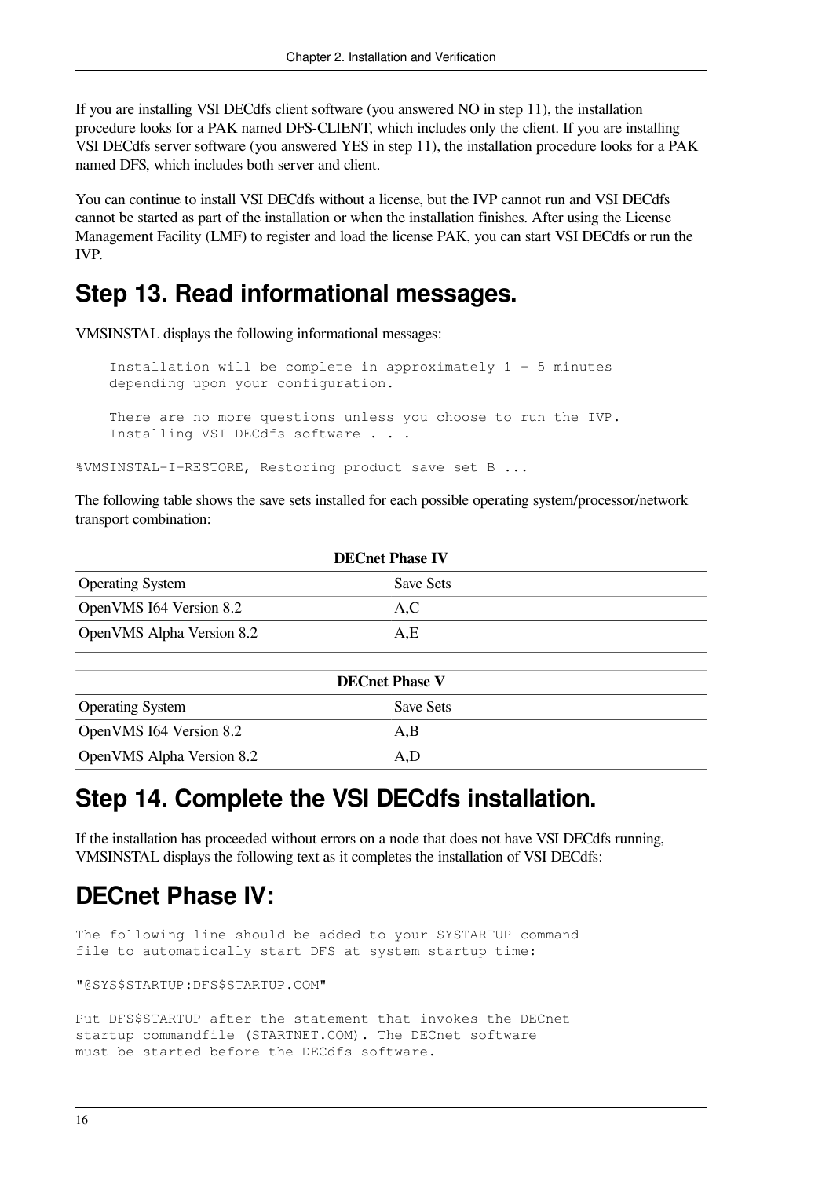If you are installing VSI DECdfs client software (you answered NO in step 11), the installation procedure looks for a PAK named DFS-CLIENT, which includes only the client. If you are installing VSI DECdfs server software (you answered YES in step 11), the installation procedure looks for a PAK named DFS, which includes both server and client.

You can continue to install VSI DECdfs without a license, but the IVP cannot run and VSI DECdfs cannot be started as part of the installation or when the installation finishes. After using the License Management Facility (LMF) to register and load the license PAK, you can start VSI DECdfs or run the IVP.

## Step 13. Read informational messages.

VMSINSTAL displays the following informational messages:

```
    Installation will be complete in approximately 1 - 5 minutes
    depending upon your configuration.

    There are no more questions unless you choose to run the IVP.
    Installing VSI DECdfs software . . .

%VMSINSTAL-I-RESTORE, Restoring product save set B ...
```

The following table shows the save sets installed for each possible operating system/processor/network transport combination:

| DECnet Phase IV | |
|---|---|
| Operating System | Save Sets |
| OpenVMS I64 Version 8.2 | A,C |
| OpenVMS Alpha Version 8.2 | A,E |

| DECnet Phase V | |
|---|---|
| Operating System | Save Sets |
| OpenVMS I64 Version 8.2 | A,B |
| OpenVMS Alpha Version 8.2 | A,D |

## Step 14. Complete the VSI DECdfs installation.

If the installation has proceeded without errors on a node that does not have VSI DECdfs running, VMSINSTAL displays the following text as it completes the installation of VSI DECdfs:

## DECnet Phase IV:

```
The following line should be added to your SYSTARTUP command
file to automatically start DFS at system startup time:

"@SYS$STARTUP:DFS$STARTUP.COM"

Put DFS$STARTUP after the statement that invokes the DECnet
startup commandfile (STARTNET.COM). The DECnet software
must be started before the DECdfs software.
```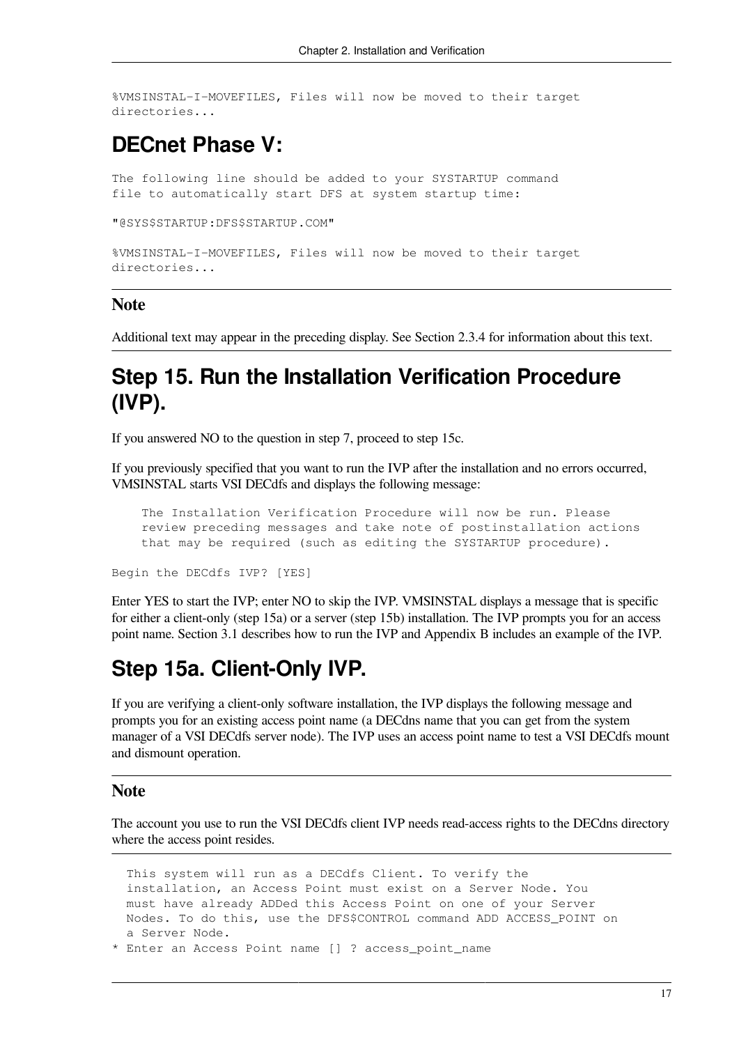```
%VMSINSTAL-I-MOVEFILES, Files will now be moved to their target
directories...
```

## DECnet Phase V:

```
The following line should be added to your SYSTARTUP command
file to automatically start DFS at system startup time:

"@SYS$STARTUP:DFS$STARTUP.COM"

%VMSINSTAL-I-MOVEFILES, Files will now be moved to their target
directories...
```

### Note

Additional text may appear in the preceding display. See Section 2.3.4 for information about this text.

## Step 15. Run the Installation Verification Procedure (IVP).

If you answered NO to the question in step 7, proceed to step 15c.

If you previously specified that you want to run the IVP after the installation and no errors occurred, VMSINSTAL starts VSI DECdfs and displays the following message:

```
    The Installation Verification Procedure will now be run. Please
    review preceding messages and take note of postinstallation actions
    that may be required (such as editing the SYSTARTUP procedure).

Begin the DECdfs IVP? [YES]
```

Enter YES to start the IVP; enter NO to skip the IVP. VMSINSTAL displays a message that is specific for either a client-only (step 15a) or a server (step 15b) installation. The IVP prompts you for an access point name. Section 3.1 describes how to run the IVP and Appendix B includes an example of the IVP.

## Step 15a. Client-Only IVP.

If you are verifying a client-only software installation, the IVP displays the following message and prompts you for an existing access point name (a DECdns name that you can get from the system manager of a VSI DECdfs server node). The IVP uses an access point name to test a VSI DECdfs mount and dismount operation.

### Note

The account you use to run the VSI DECdfs client IVP needs read-access rights to the DECdns directory where the access point resides.

```
  This system will run as a DECdfs Client. To verify the
  installation, an Access Point must exist on a Server Node. You
  must have already ADDed this Access Point on one of your Server
  Nodes. To do this, use the DFS$CONTROL command ADD ACCESS_POINT on
  a Server Node.
* Enter an Access Point name [] ? access_point_name
```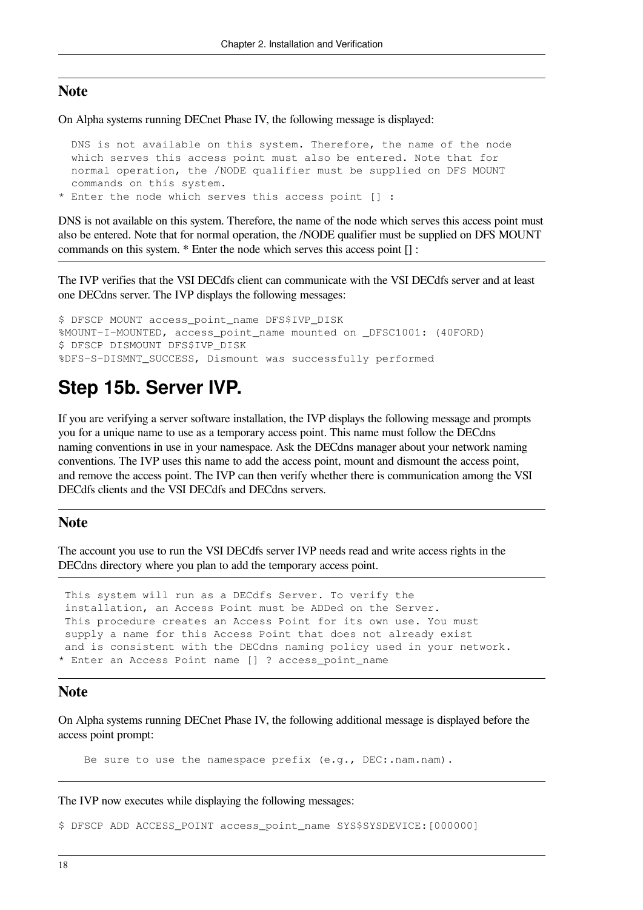### Note

On Alpha systems running DECnet Phase IV, the following message is displayed:

```
  DNS is not available on this system. Therefore, the name of the node
  which serves this access point must also be entered. Note that for
  normal operation, the /NODE qualifier must be supplied on DFS MOUNT
  commands on this system.
* Enter the node which serves this access point [] :
```

DNS is not available on this system. Therefore, the name of the node which serves this access point must also be entered. Note that for normal operation, the /NODE qualifier must be supplied on DFS MOUNT commands on this system. * Enter the node which serves this access point [] :

The IVP verifies that the VSI DECdfs client can communicate with the VSI DECdfs server and at least one DECdns server. The IVP displays the following messages:

```
$ DFSCP MOUNT access_point_name DFS$IVP_DISK
%MOUNT-I-MOUNTED, access_point_name mounted on _DFSC1001: (40FORD)
$ DFSCP DISMOUNT DFS$IVP_DISK
%DFS-S-DISMNT_SUCCESS, Dismount was successfully performed
```

## Step 15b. Server IVP.

If you are verifying a server software installation, the IVP displays the following message and prompts you for a unique name to use as a temporary access point. This name must follow the DECdns naming conventions in use in your namespace. Ask the DECdns manager about your network naming conventions. The IVP uses this name to add the access point, mount and dismount the access point, and remove the access point. The IVP can then verify whether there is communication among the VSI DECdfs clients and the VSI DECdfs and DECdns servers.

### Note

The account you use to run the VSI DECdfs server IVP needs read and write access rights in the DECdns directory where you plan to add the temporary access point.

```
 This system will run as a DECdfs Server. To verify the
 installation, an Access Point must be ADDed on the Server.
 This procedure creates an Access Point for its own use. You must
 supply a name for this Access Point that does not already exist
 and is consistent with the DECdns naming policy used in your network.
* Enter an Access Point name [] ? access_point_name
```

### Note

On Alpha systems running DECnet Phase IV, the following additional message is displayed before the access point prompt:

```
    Be sure to use the namespace prefix (e.g., DEC:.nam.nam).
```

The IVP now executes while displaying the following messages:

```
$ DFSCP ADD ACCESS_POINT access_point_name SYS$SYSDEVICE:[000000]
```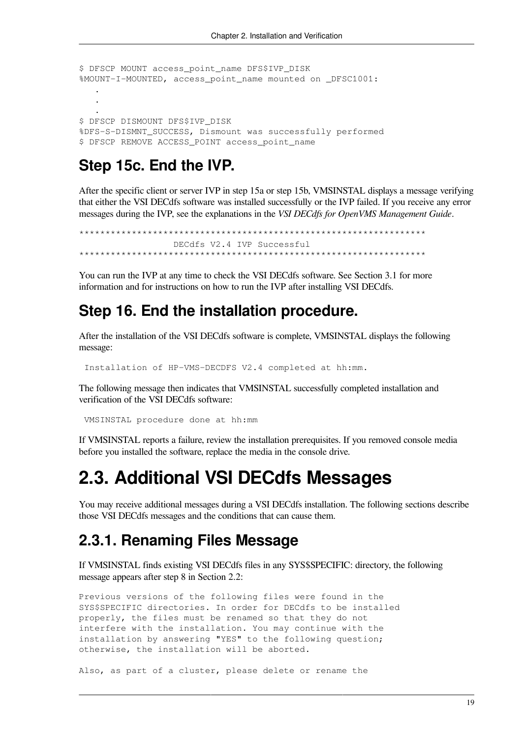```
$ DFSCP MOUNT access_point_name DFS$IVP_DISK
%MOUNT-I-MOUNTED, access_point_name mounted on _DFSC1001:
   .
   .
   .
$ DFSCP DISMOUNT DFS$IVP_DISK
%DFS-S-DISMNT_SUCCESS, Dismount was successfully performed
$ DFSCP REMOVE ACCESS_POINT access_point_name
```

### Step 15c. End the IVP.

After the specific client or server IVP in step 15a or step 15b, VMSINSTAL displays a message verifying that either the VSI DECdfs software was installed successfully or the IVP failed. If you receive any error messages during the IVP, see the explanations in the *VSI DECdfs for OpenVMS Management Guide*.

```
****************************************************************
                  DECdfs V2.4 IVP Successful
****************************************************************
```

You can run the IVP at any time to check the VSI DECdfs software. See Section 3.1 for more information and for instructions on how to run the IVP after installing VSI DECdfs.

### Step 16. End the installation procedure.

After the installation of the VSI DECdfs software is complete, VMSINSTAL displays the following message:

```
 Installation of HP-VMS-DECDFS V2.4 completed at hh:mm.
```

The following message then indicates that VMSINSTAL successfully completed installation and verification of the VSI DECdfs software:

```
 VMSINSTAL procedure done at hh:mm
```

If VMSINSTAL reports a failure, review the installation prerequisites. If you removed console media before you installed the software, replace the media in the console drive.

# 2.3. Additional VSI DECdfs Messages

You may receive additional messages during a VSI DECdfs installation. The following sections describe those VSI DECdfs messages and the conditions that can cause them.

## 2.3.1. Renaming Files Message

If VMSINSTAL finds existing VSI DECdfs files in any SYS$SPECIFIC: directory, the following message appears after step 8 in Section 2.2:

```
Previous versions of the following files were found in the
SYS$SPECIFIC directories. In order for DECdfs to be installed
properly, the files must be renamed so that they do not
interfere with the installation. You may continue with the
installation by answering "YES" to the following question;
otherwise, the installation will be aborted.

Also, as part of a cluster, please delete or rename the
```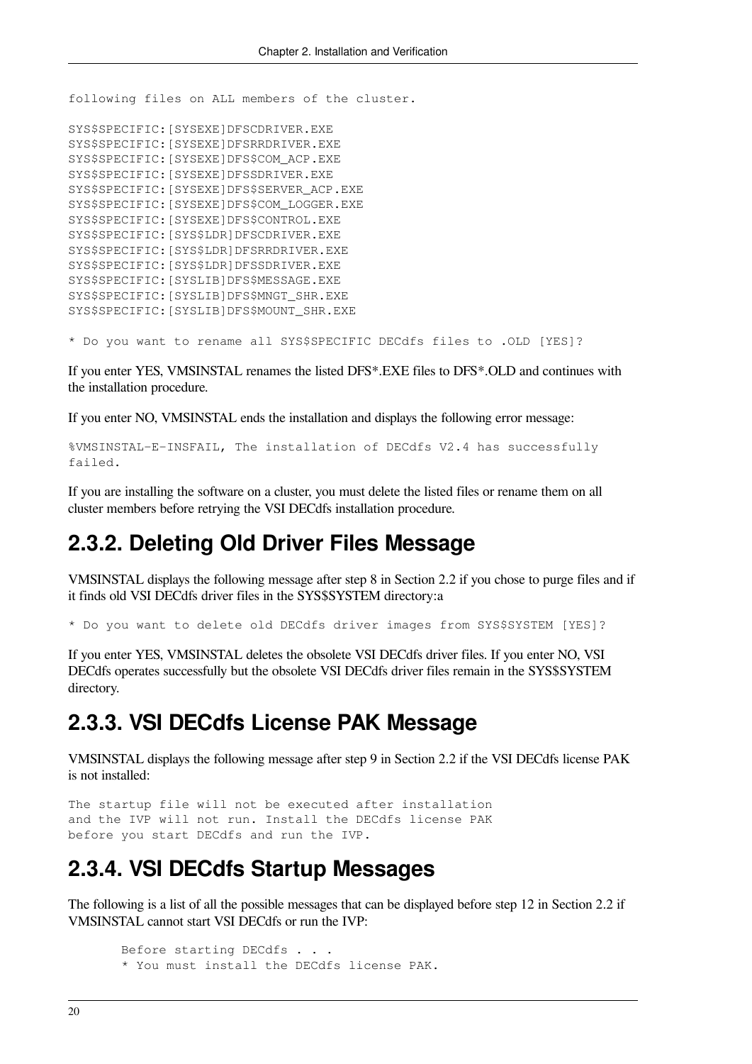```
following files on ALL members of the cluster.

SYS$SPECIFIC:[SYSEXE]DFSCDRIVER.EXE
SYS$SPECIFIC:[SYSEXE]DFSRRDRIVER.EXE
SYS$SPECIFIC:[SYSEXE]DFS$COM_ACP.EXE
SYS$SPECIFIC:[SYSEXE]DFSSDRIVER.EXE
SYS$SPECIFIC:[SYSEXE]DFS$SERVER_ACP.EXE
SYS$SPECIFIC:[SYSEXE]DFS$COM_LOGGER.EXE
SYS$SPECIFIC:[SYSEXE]DFS$CONTROL.EXE
SYS$SPECIFIC:[SYS$LDR]DFSCDRIVER.EXE
SYS$SPECIFIC:[SYS$LDR]DFSRRDRIVER.EXE
SYS$SPECIFIC:[SYS$LDR]DFSSDRIVER.EXE
SYS$SPECIFIC:[SYSLIB]DFS$MESSAGE.EXE
SYS$SPECIFIC:[SYSLIB]DFS$MNGT_SHR.EXE
SYS$SPECIFIC:[SYSLIB]DFS$MOUNT_SHR.EXE

* Do you want to rename all SYS$SPECIFIC DECdfs files to .OLD [YES]?
```

If you enter YES, VMSINSTAL renames the listed DFS*.EXE files to DFS*.OLD and continues with the installation procedure.

If you enter NO, VMSINSTAL ends the installation and displays the following error message:

```
%VMSINSTAL-E-INSFAIL, The installation of DECdfs V2.4 has successfully
failed.
```

If you are installing the software on a cluster, you must delete the listed files or rename them on all cluster members before retrying the VSI DECdfs installation procedure.

## 2.3.2. Deleting Old Driver Files Message

VMSINSTAL displays the following message after step 8 in Section 2.2 if you chose to purge files and if it finds old VSI DECdfs driver files in the SYS$SYSTEM directory:a

```
* Do you want to delete old DECdfs driver images from SYS$SYSTEM [YES]?
```

If you enter YES, VMSINSTAL deletes the obsolete VSI DECdfs driver files. If you enter NO, VSI DECdfs operates successfully but the obsolete VSI DECdfs driver files remain in the SYS$SYSTEM directory.

## 2.3.3. VSI DECdfs License PAK Message

VMSINSTAL displays the following message after step 9 in Section 2.2 if the VSI DECdfs license PAK is not installed:

```
The startup file will not be executed after installation
and the IVP will not run. Install the DECdfs license PAK
before you start DECdfs and run the IVP.
```

## 2.3.4. VSI DECdfs Startup Messages

The following is a list of all the possible messages that can be displayed before step 12 in Section 2.2 if VMSINSTAL cannot start VSI DECdfs or run the IVP:

```
       Before starting DECdfs . . .
       * You must install the DECdfs license PAK.
```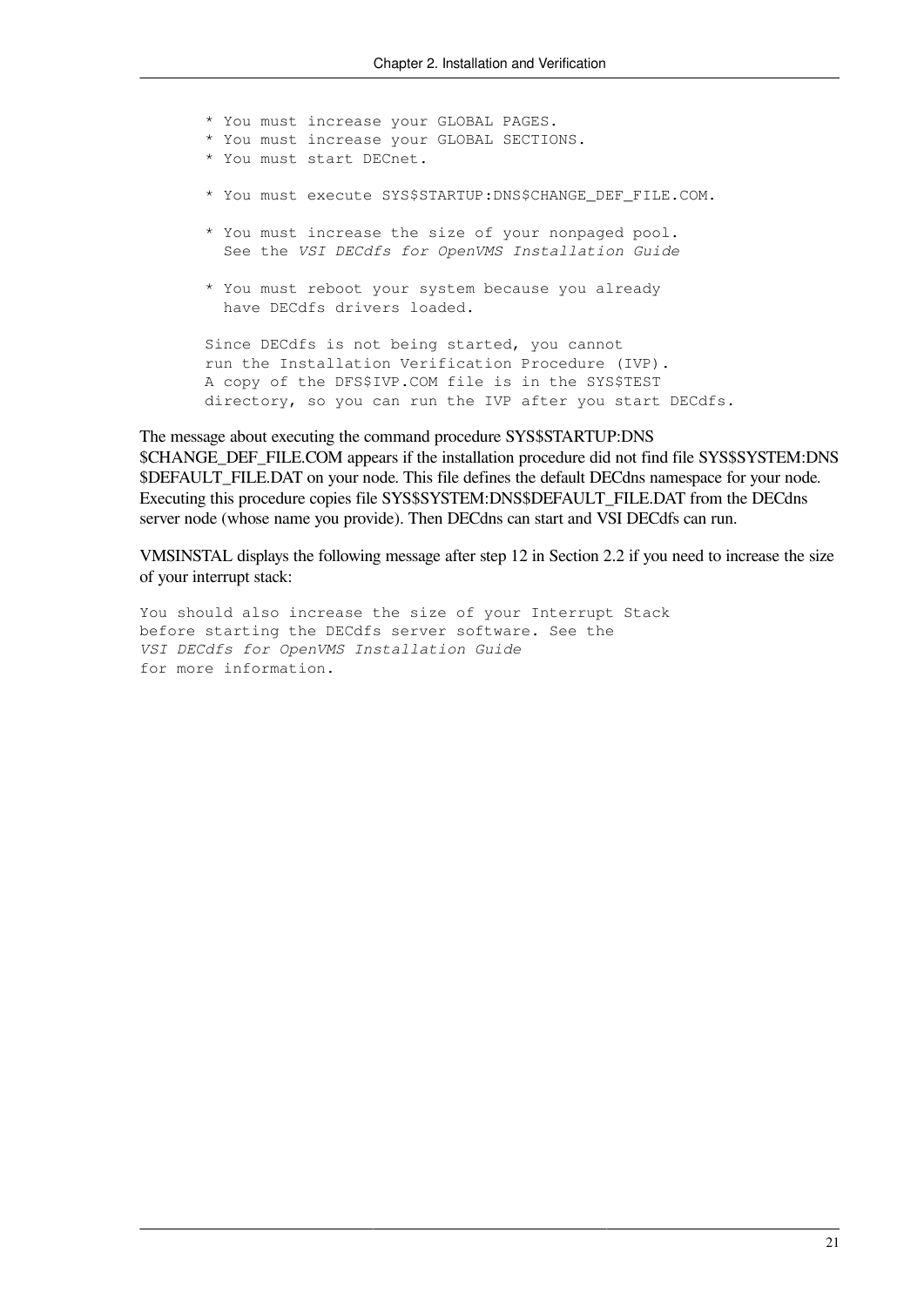```
* You must increase your GLOBAL PAGES.
* You must increase your GLOBAL SECTIONS.
* You must start DECnet.

* You must execute SYS$STARTUP:DNS$CHANGE_DEF_FILE.COM.

* You must increase the size of your nonpaged pool.
  See the VSI DECdfs for OpenVMS Installation Guide

* You must reboot your system because you already
  have DECdfs drivers loaded.

Since DECdfs is not being started, you cannot
run the Installation Verification Procedure (IVP).
A copy of the DFS$IVP.COM file is in the SYS$TEST
directory, so you can run the IVP after you start DECdfs.
```

The message about executing the command procedure SYS$STARTUP:DNS$CHANGE_DEF_FILE.COM appears if the installation procedure did not find file SYS$SYSTEM:DNS$DEFAULT_FILE.DAT on your node. This file defines the default DECdns namespace for your node. Executing this procedure copies file SYS$SYSTEM:DNS$DEFAULT_FILE.DAT from the DECdns server node (whose name you provide). Then DECdns can start and VSI DECdfs can run.

VMSINSTAL displays the following message after step 12 in Section 2.2 if you need to increase the size of your interrupt stack:

```
You should also increase the size of your Interrupt Stack
before starting the DECdfs server software. See the
VSI DECdfs for OpenVMS Installation Guide
for more information.
```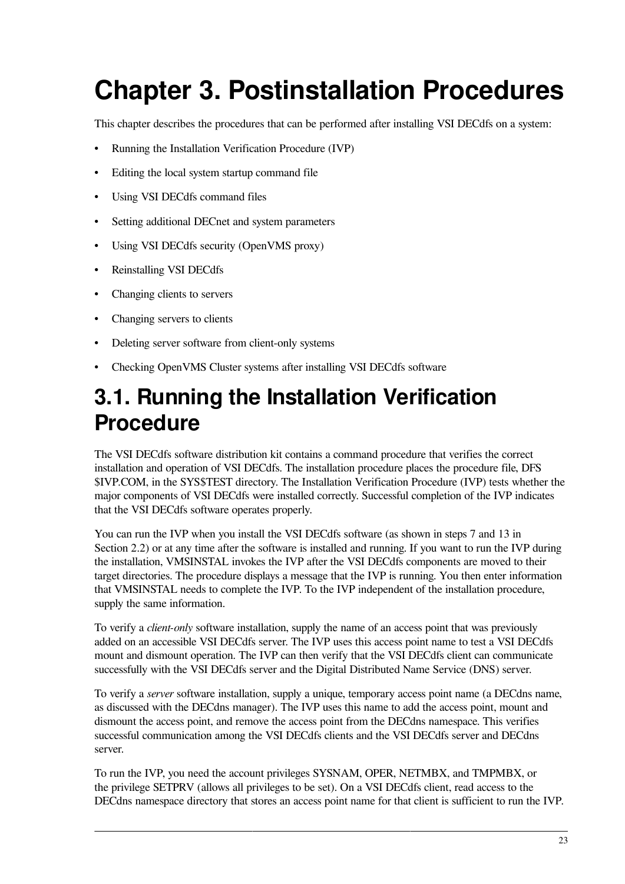# Chapter 3. Postinstallation Procedures

This chapter describes the procedures that can be performed after installing VSI DECdfs on a system:

- Running the Installation Verification Procedure (IVP)
- Editing the local system startup command file
- Using VSI DECdfs command files
- Setting additional DECnet and system parameters
- Using VSI DECdfs security (OpenVMS proxy)
- Reinstalling VSI DECdfs
- Changing clients to servers
- Changing servers to clients
- Deleting server software from client-only systems
- Checking OpenVMS Cluster systems after installing VSI DECdfs software

## 3.1. Running the Installation Verification Procedure

The VSI DECdfs software distribution kit contains a command procedure that verifies the correct installation and operation of VSI DECdfs. The installation procedure places the procedure file, DFS$IVP.COM, in the SYS$TEST directory. The Installation Verification Procedure (IVP) tests whether the major components of VSI DECdfs were installed correctly. Successful completion of the IVP indicates that the VSI DECdfs software operates properly.

You can run the IVP when you install the VSI DECdfs software (as shown in steps 7 and 13 in Section 2.2) or at any time after the software is installed and running. If you want to run the IVP during the installation, VMSINSTAL invokes the IVP after the VSI DECdfs components are moved to their target directories. The procedure displays a message that the IVP is running. You then enter information that VMSINSTAL needs to complete the IVP. To the IVP independent of the installation procedure, supply the same information.

To verify a *client-only* software installation, supply the name of an access point that was previously added on an accessible VSI DECdfs server. The IVP uses this access point name to test a VSI DECdfs mount and dismount operation. The IVP can then verify that the VSI DECdfs client can communicate successfully with the VSI DECdfs server and the Digital Distributed Name Service (DNS) server.

To verify a *server* software installation, supply a unique, temporary access point name (a DECdns name, as discussed with the DECdns manager). The IVP uses this name to add the access point, mount and dismount the access point, and remove the access point from the DECdns namespace. This verifies successful communication among the VSI DECdfs clients and the VSI DECdfs server and DECdns server.

To run the IVP, you need the account privileges SYSNAM, OPER, NETMBX, and TMPMBX, or the privilege SETPRV (allows all privileges to be set). On a VSI DECdfs client, read access to the DECdns namespace directory that stores an access point name for that client is sufficient to run the IVP.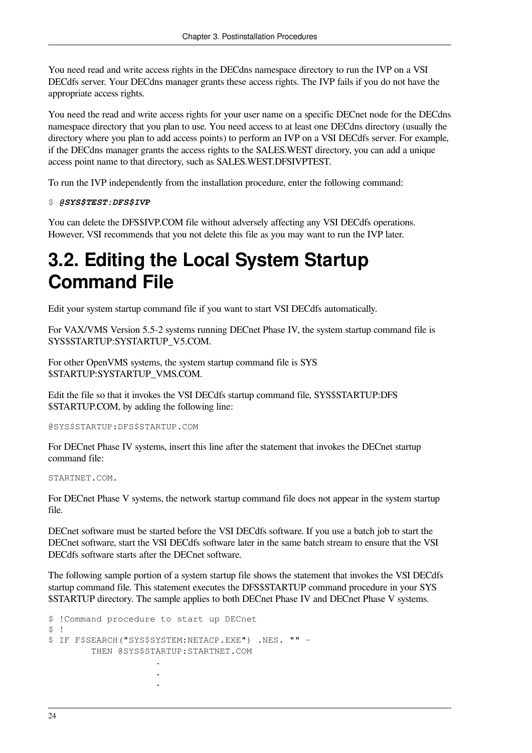You need read and write access rights in the DECdns namespace directory to run the IVP on a VSI DECdfs server. Your DECdns manager grants these access rights. The IVP fails if you do not have the appropriate access rights.

You need the read and write access rights for your user name on a specific DECnet node for the DECdns namespace directory that you plan to use. You need access to at least one DECdns directory (usually the directory where you plan to add access points) to perform an IVP on a VSI DECdfs server. For example, if the DECdns manager grants the access rights to the SALES.WEST directory, you can add a unique access point name to that directory, such as SALES.WEST.DFSIVPTEST.

To run the IVP independently from the installation procedure, enter the following command:

```
$ @SYS$TEST:DFS$IVP
```

You can delete the DFS$IVP.COM file without adversely affecting any VSI DECdfs operations. However, VSI recommends that you not delete this file as you may want to run the IVP later.

## 3.2. Editing the Local System Startup Command File

Edit your system startup command file if you want to start VSI DECdfs automatically.

For VAX/VMS Version 5.5-2 systems running DECnet Phase IV, the system startup command file is SYS$STARTUP:SYSTARTUP_V5.COM.

For other OpenVMS systems, the system startup command file is SYS$STARTUP:SYSTARTUP_VMS.COM.

Edit the file so that it invokes the VSI DECdfs startup command file, SYS$STARTUP:DFS$STARTUP.COM, by adding the following line:

```
@SYS$STARTUP:DFS$STARTUP.COM
```

For DECnet Phase IV systems, insert this line after the statement that invokes the DECnet startup command file:

```
STARTNET.COM.
```

For DECnet Phase V systems, the network startup command file does not appear in the system startup file.

DECnet software must be started before the VSI DECdfs software. If you use a batch job to start the DECnet software, start the VSI DECdfs software later in the same batch stream to ensure that the VSI DECdfs software starts after the DECnet software.

The following sample portion of a system startup file shows the statement that invokes the VSI DECdfs startup command file. This statement executes the DFS$STARTUP command procedure in your SYS$STARTUP directory. The sample applies to both DECnet Phase IV and DECnet Phase V systems.

```
$ !Command procedure to start up DECnet
$ !
$ IF F$SEARCH("SYS$SYSTEM:NETACP.EXE") .NES. "" -
        THEN @SYS$STARTUP:STARTNET.COM
                  .
                  .
                  .
```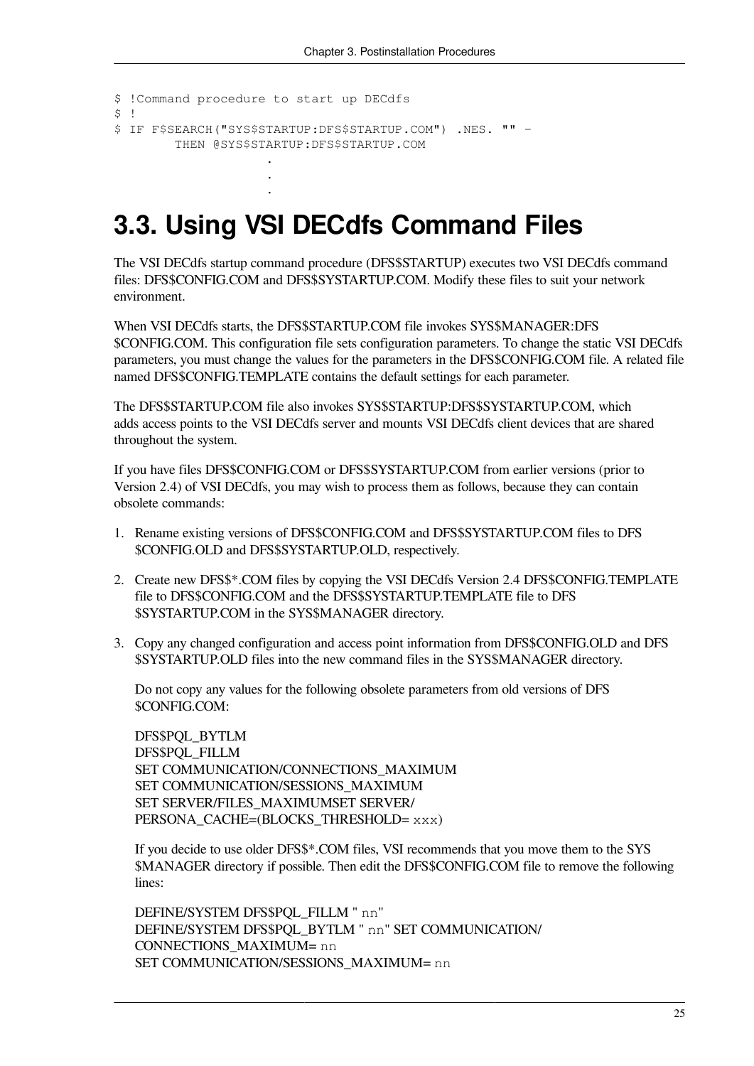```
$ !Command procedure to start up DECdfs
$ !
$ IF F$SEARCH("SYS$STARTUP:DFS$STARTUP.COM") .NES. "" -
        THEN @SYS$STARTUP:DFS$STARTUP.COM
                    .
                    .
                    .
```

## 3.3. Using VSI DECdfs Command Files

The VSI DECdfs startup command procedure (DFS$STARTUP) executes two VSI DECdfs command files: DFS$CONFIG.COM and DFS$SYSTARTUP.COM. Modify these files to suit your network environment.

When VSI DECdfs starts, the DFS$STARTUP.COM file invokes SYS$MANAGER:DFS$CONFIG.COM. This configuration file sets configuration parameters. To change the static VSI DECdfs parameters, you must change the values for the parameters in the DFS$CONFIG.COM file. A related file named DFS$CONFIG.TEMPLATE contains the default settings for each parameter.

The DFS$STARTUP.COM file also invokes SYS$STARTUP:DFS$SYSTARTUP.COM, which adds access points to the VSI DECdfs server and mounts VSI DECdfs client devices that are shared throughout the system.

If you have files DFS$CONFIG.COM or DFS$SYSTARTUP.COM from earlier versions (prior to Version 2.4) of VSI DECdfs, you may wish to process them as follows, because they can contain obsolete commands:

1. Rename existing versions of DFS$CONFIG.COM and DFS$SYSTARTUP.COM files to DFS$CONFIG.OLD and DFS$SYSTARTUP.OLD, respectively.
2. Create new DFS$*.COM files by copying the VSI DECdfs Version 2.4 DFS$CONFIG.TEMPLATE file to DFS$CONFIG.COM and the DFS$SYSTARTUP.TEMPLATE file to DFS$SYSTARTUP.COM in the SYS$MANAGER directory.
3. Copy any changed configuration and access point information from DFS$CONFIG.OLD and DFS$SYSTARTUP.OLD files into the new command files in the SYS$MANAGER directory.

   Do not copy any values for the following obsolete parameters from old versions of DFS$CONFIG.COM:

   DFS$PQL_BYTLM
   DFS$PQL_FILLM
   SET COMMUNICATION/CONNECTIONS_MAXIMUM
   SET COMMUNICATION/SESSIONS_MAXIMUM
   SET SERVER/FILES_MAXIMUMSET SERVER/
   PERSONA_CACHE=(BLOCKS_THRESHOLD= `xxx`)

   If you decide to use older DFS$*.COM files, VSI recommends that you move them to the SYS$MANAGER directory if possible. Then edit the DFS$CONFIG.COM file to remove the following lines:

   DEFINE/SYSTEM DFS$PQL_FILLM " `nn`"
   DEFINE/SYSTEM DFS$PQL_BYTLM " `nn`" SET COMMUNICATION/
   CONNECTIONS_MAXIMUM= `nn`
   SET COMMUNICATION/SESSIONS_MAXIMUM= `nn`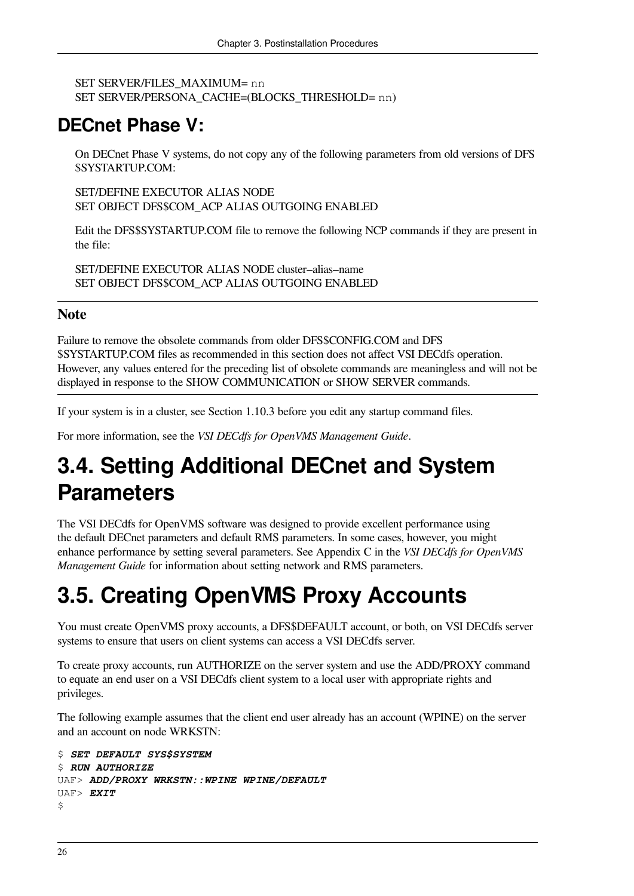SET SERVER/FILES_MAXIMUM= nn
SET SERVER/PERSONA_CACHE=(BLOCKS_THRESHOLD= nn)

## DECnet Phase V:

On DECnet Phase V systems, do not copy any of the following parameters from old versions of DFS$SYSTARTUP.COM:

SET/DEFINE EXECUTOR ALIAS NODE
SET OBJECT DFS$COM_ACP ALIAS OUTGOING ENABLED

Edit the DFS$SYSTARTUP.COM file to remove the following NCP commands if they are present in the file:

SET/DEFINE EXECUTOR ALIAS NODE cluster–alias–name
SET OBJECT DFS$COM_ACP ALIAS OUTGOING ENABLED

### Note

Failure to remove the obsolete commands from older DFS$CONFIG.COM and DFS$SYSTARTUP.COM files as recommended in this section does not affect VSI DECdfs operation. However, any values entered for the preceding list of obsolete commands are meaningless and will not be displayed in response to the SHOW COMMUNICATION or SHOW SERVER commands.

If your system is in a cluster, see Section 1.10.3 before you edit any startup command files.

For more information, see the *VSI DECdfs for OpenVMS Management Guide*.

# 3.4. Setting Additional DECnet and System Parameters

The VSI DECdfs for OpenVMS software was designed to provide excellent performance using the default DECnet parameters and default RMS parameters. In some cases, however, you might enhance performance by setting several parameters. See Appendix C in the *VSI DECdfs for OpenVMS Management Guide* for information about setting network and RMS parameters.

# 3.5. Creating OpenVMS Proxy Accounts

You must create OpenVMS proxy accounts, a DFS$DEFAULT account, or both, on VSI DECdfs server systems to ensure that users on client systems can access a VSI DECdfs server.

To create proxy accounts, run AUTHORIZE on the server system and use the ADD/PROXY command to equate an end user on a VSI DECdfs client system to a local user with appropriate rights and privileges.

The following example assumes that the client end user already has an account (WPINE) on the server and an account on node WRKSTN:

```
$ SET DEFAULT SYS$SYSTEM
$ RUN AUTHORIZE
UAF> ADD/PROXY WRKSTN::WPINE WPINE/DEFAULT
UAF> EXIT
$
```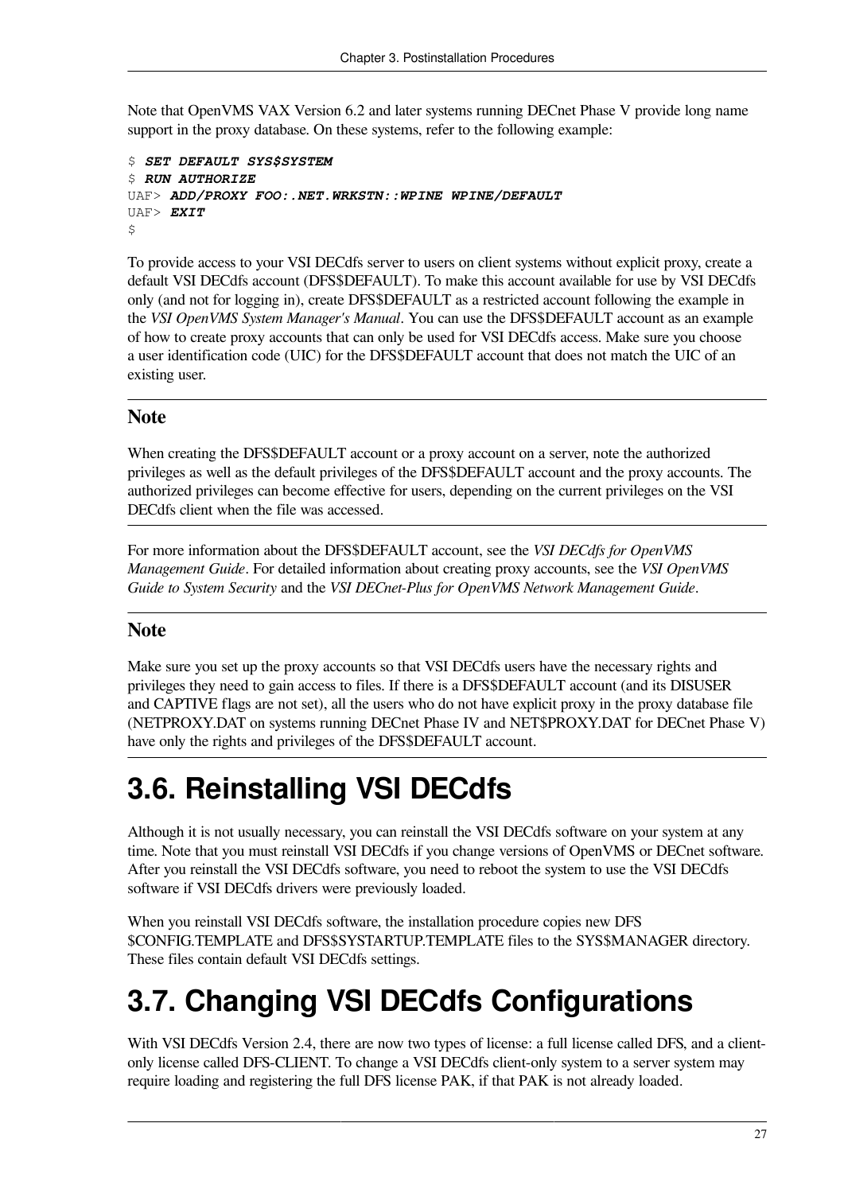Note that OpenVMS VAX Version 6.2 and later systems running DECnet Phase V provide long name support in the proxy database. On these systems, refer to the following example:

```
$ SET DEFAULT SYS$SYSTEM
$ RUN AUTHORIZE
UAF> ADD/PROXY FOO:.NET.WRKSTN::WPINE WPINE/DEFAULT
UAF> EXIT
$
```

To provide access to your VSI DECdfs server to users on client systems without explicit proxy, create a default VSI DECdfs account (DFS$DEFAULT). To make this account available for use by VSI DECdfs only (and not for logging in), create DFS$DEFAULT as a restricted account following the example in the *VSI OpenVMS System Manager's Manual*. You can use the DFS$DEFAULT account as an example of how to create proxy accounts that can only be used for VSI DECdfs access. Make sure you choose a user identification code (UIC) for the DFS$DEFAULT account that does not match the UIC of an existing user.

### Note

When creating the DFS$DEFAULT account or a proxy account on a server, note the authorized privileges as well as the default privileges of the DFS$DEFAULT account and the proxy accounts. The authorized privileges can become effective for users, depending on the current privileges on the VSI DECdfs client when the file was accessed.

For more information about the DFS$DEFAULT account, see the *VSI DECdfs for OpenVMS Management Guide*. For detailed information about creating proxy accounts, see the *VSI OpenVMS Guide to System Security* and the *VSI DECnet-Plus for OpenVMS Network Management Guide*.

### Note

Make sure you set up the proxy accounts so that VSI DECdfs users have the necessary rights and privileges they need to gain access to files. If there is a DFS$DEFAULT account (and its DISUSER and CAPTIVE flags are not set), all the users who do not have explicit proxy in the proxy database file (NETPROXY.DAT on systems running DECnet Phase IV and NET$PROXY.DAT for DECnet Phase V) have only the rights and privileges of the DFS$DEFAULT account.

# 3.6. Reinstalling VSI DECdfs

Although it is not usually necessary, you can reinstall the VSI DECdfs software on your system at any time. Note that you must reinstall VSI DECdfs if you change versions of OpenVMS or DECnet software. After you reinstall the VSI DECdfs software, you need to reboot the system to use the VSI DECdfs software if VSI DECdfs drivers were previously loaded.

When you reinstall VSI DECdfs software, the installation procedure copies new DFS$CONFIG.TEMPLATE and DFS$SYSTARTUP.TEMPLATE files to the SYS$MANAGER directory. These files contain default VSI DECdfs settings.

# 3.7. Changing VSI DECdfs Configurations

With VSI DECdfs Version 2.4, there are now two types of license: a full license called DFS, and a client-only license called DFS-CLIENT. To change a VSI DECdfs client-only system to a server system may require loading and registering the full DFS license PAK, if that PAK is not already loaded.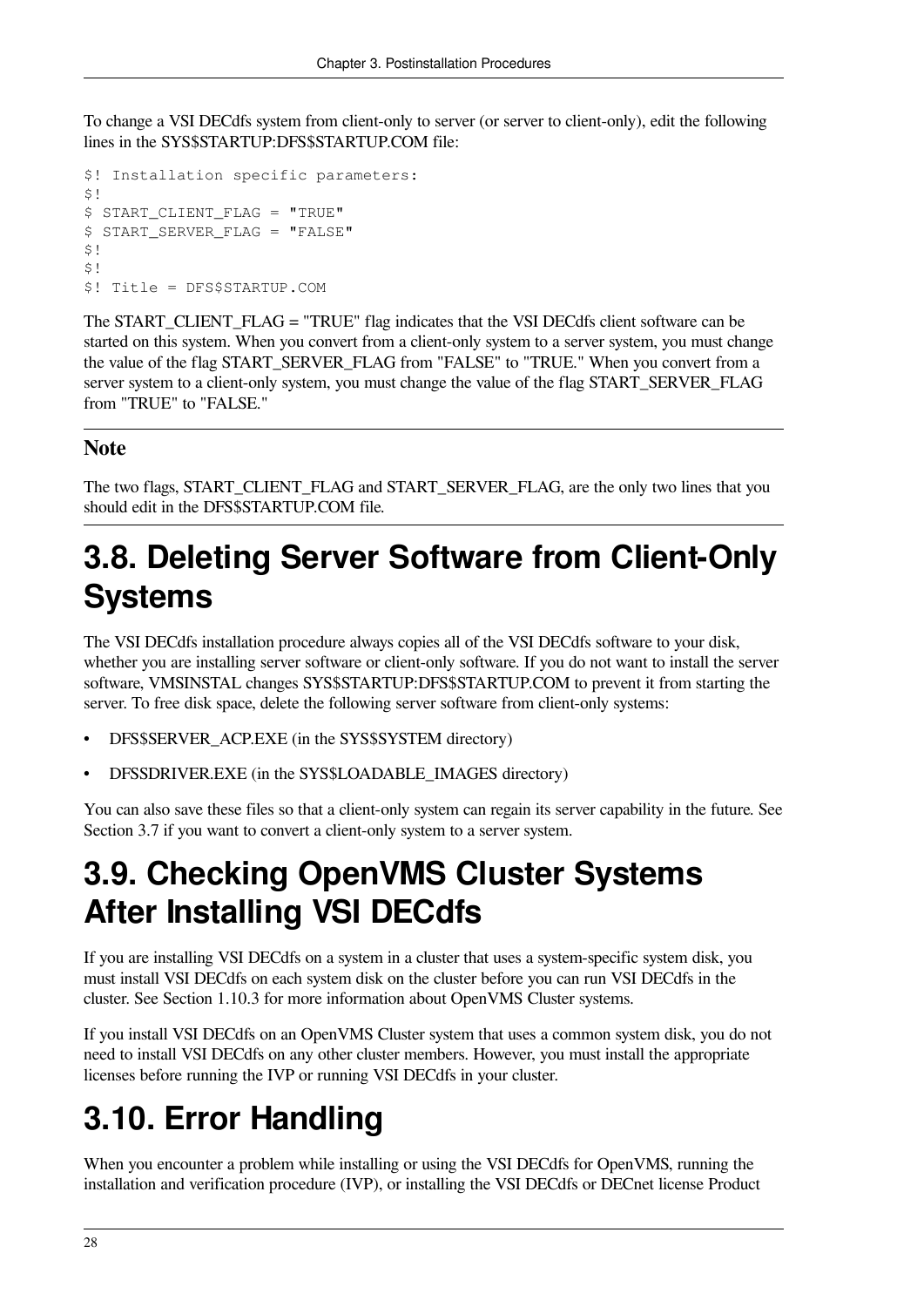To change a VSI DECdfs system from client-only to server (or server to client-only), edit the following lines in the SYS$STARTUP:DFS$STARTUP.COM file:

```
$! Installation specific parameters:
$!
$ START_CLIENT_FLAG = "TRUE"
$ START_SERVER_FLAG = "FALSE"
$!
$!
$! Title = DFS$STARTUP.COM
```

The START_CLIENT_FLAG = "TRUE" flag indicates that the VSI DECdfs client software can be started on this system. When you convert from a client-only system to a server system, you must change the value of the flag START_SERVER_FLAG from "FALSE" to "TRUE." When you convert from a server system to a client-only system, you must change the value of the flag START_SERVER_FLAG from "TRUE" to "FALSE."

### Note

The two flags, START_CLIENT_FLAG and START_SERVER_FLAG, are the only two lines that you should edit in the DFS$STARTUP.COM file.

## 3.8. Deleting Server Software from Client-Only Systems

The VSI DECdfs installation procedure always copies all of the VSI DECdfs software to your disk, whether you are installing server software or client-only software. If you do not want to install the server software, VMSINSTAL changes SYS$STARTUP:DFS$STARTUP.COM to prevent it from starting the server. To free disk space, delete the following server software from client-only systems:

- DFS$SERVER_ACP.EXE (in the SYS$SYSTEM directory)
- DFSSDRIVER.EXE (in the SYS$LOADABLE_IMAGES directory)

You can also save these files so that a client-only system can regain its server capability in the future. See Section 3.7 if you want to convert a client-only system to a server system.

## 3.9. Checking OpenVMS Cluster Systems After Installing VSI DECdfs

If you are installing VSI DECdfs on a system in a cluster that uses a system-specific system disk, you must install VSI DECdfs on each system disk on the cluster before you can run VSI DECdfs in the cluster. See Section 1.10.3 for more information about OpenVMS Cluster systems.

If you install VSI DECdfs on an OpenVMS Cluster system that uses a common system disk, you do not need to install VSI DECdfs on any other cluster members. However, you must install the appropriate licenses before running the IVP or running VSI DECdfs in your cluster.

## 3.10. Error Handling

When you encounter a problem while installing or using the VSI DECdfs for OpenVMS, running the installation and verification procedure (IVP), or installing the VSI DECdfs or DECnet license Product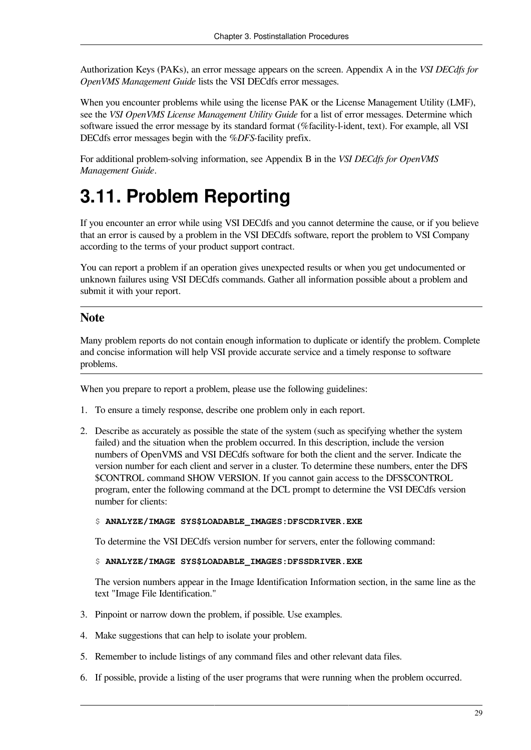Authorization Keys (PAKs), an error message appears on the screen. Appendix A in the *VSI DECdfs for OpenVMS Management Guide* lists the VSI DECdfs error messages.

When you encounter problems while using the license PAK or the License Management Utility (LMF), see the *VSI OpenVMS License Management Utility Guide* for a list of error messages. Determine which software issued the error message by its standard format (%facility-l-ident, text). For example, all VSI DECdfs error messages begin with the *%DFS*-facility prefix.

For additional problem-solving information, see Appendix B in the *VSI DECdfs for OpenVMS Management Guide*.

# 3.11. Problem Reporting

If you encounter an error while using VSI DECdfs and you cannot determine the cause, or if you believe that an error is caused by a problem in the VSI DECdfs software, report the problem to VSI Company according to the terms of your product support contract.

You can report a problem if an operation gives unexpected results or when you get undocumented or unknown failures using VSI DECdfs commands. Gather all information possible about a problem and submit it with your report.

---

**Note**

Many problem reports do not contain enough information to duplicate or identify the problem. Complete and concise information will help VSI provide accurate service and a timely response to software problems.

---

When you prepare to report a problem, please use the following guidelines:

1. To ensure a timely response, describe one problem only in each report.
2. Describe as accurately as possible the state of the system (such as specifying whether the system failed) and the situation when the problem occurred. In this description, include the version numbers of OpenVMS and VSI DECdfs software for both the client and the server. Indicate the version number for each client and server in a cluster. To determine these numbers, enter the DFS$CONTROL command SHOW VERSION. If you cannot gain access to the DFS$CONTROL program, enter the following command at the DCL prompt to determine the VSI DECdfs version number for clients:

   ```
   $ ANALYZE/IMAGE SYS$LOADABLE_IMAGES:DFSCDRIVER.EXE
   ```

   To determine the VSI DECdfs version number for servers, enter the following command:

   ```
   $ ANALYZE/IMAGE SYS$LOADABLE_IMAGES:DFSSDRIVER.EXE
   ```

   The version numbers appear in the Image Identification Information section, in the same line as the text "Image File Identification."
3. Pinpoint or narrow down the problem, if possible. Use examples.
4. Make suggestions that can help to isolate your problem.
5. Remember to include listings of any command files and other relevant data files.
6. If possible, provide a listing of the user programs that were running when the problem occurred.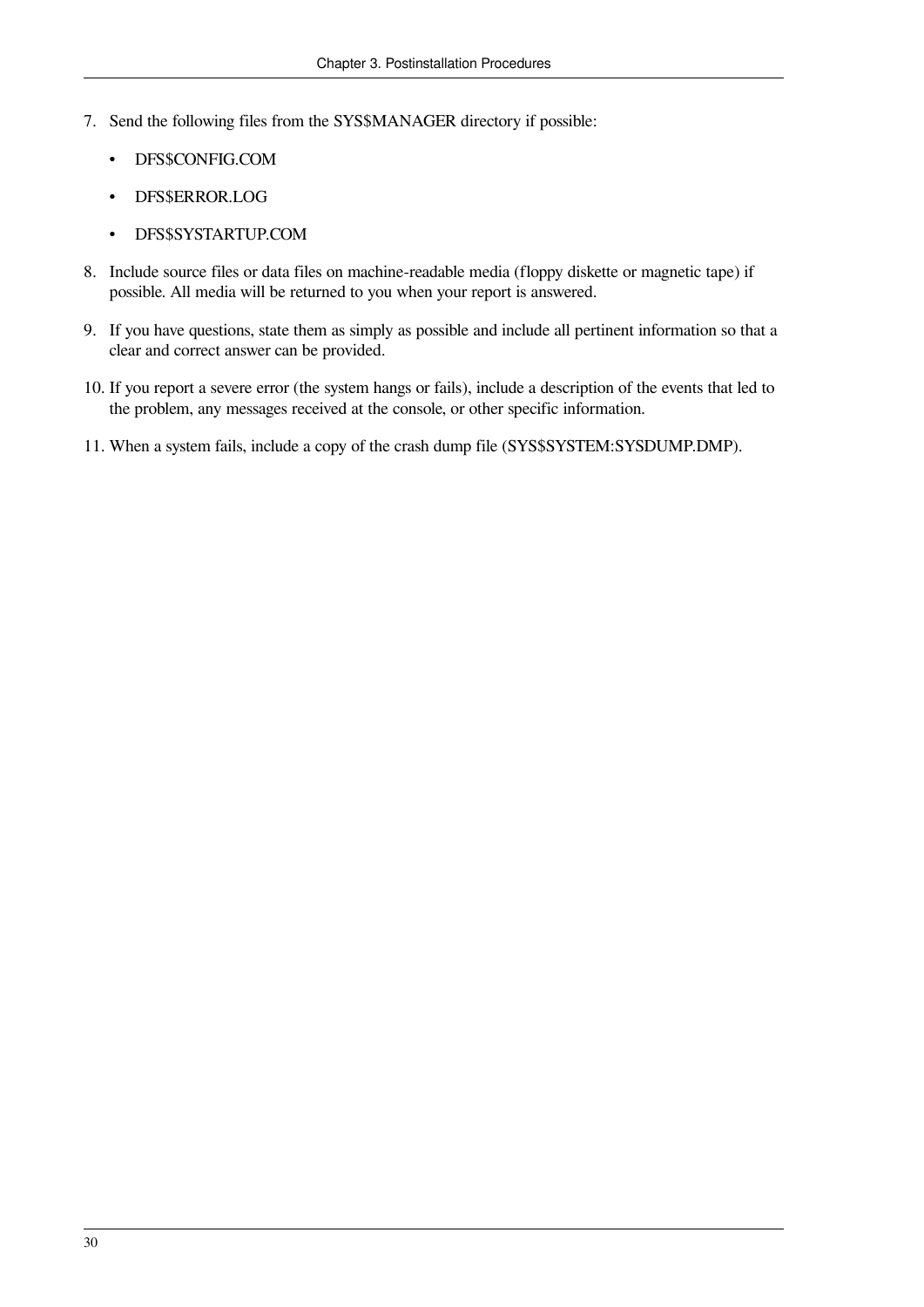7. Send the following files from the SYS$MANAGER directory if possible:

   - DFS$CONFIG.COM
   - DFS$ERROR.LOG
   - DFS$SYSTARTUP.COM

8. Include source files or data files on machine-readable media (floppy diskette or magnetic tape) if possible. All media will be returned to you when your report is answered.

9. If you have questions, state them as simply as possible and include all pertinent information so that a clear and correct answer can be provided.

10. If you report a severe error (the system hangs or fails), include a description of the events that led to the problem, any messages received at the console, or other specific information.

11. When a system fails, include a copy of the crash dump file (SYS$SYSTEM:SYSDUMP.DMP).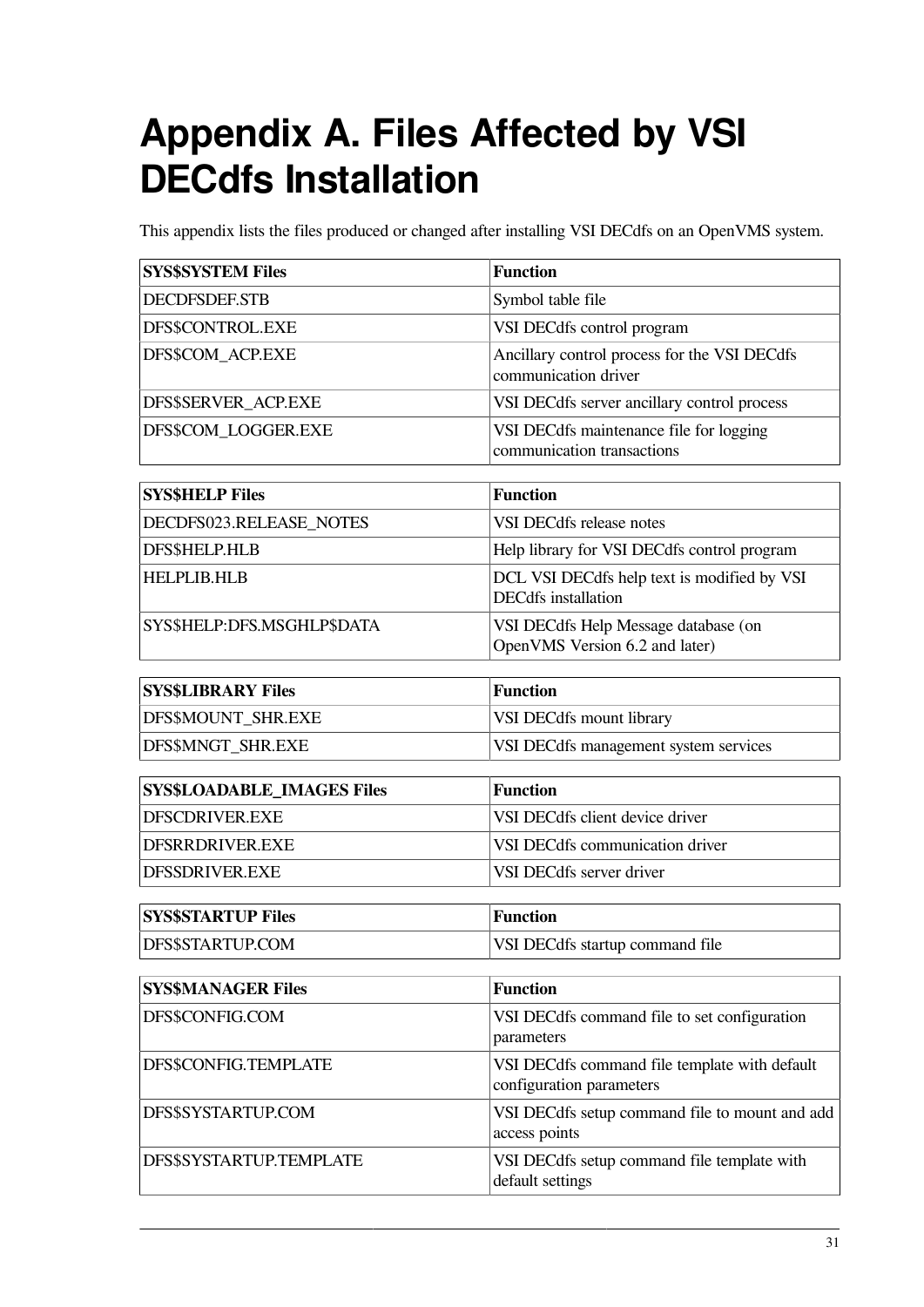# Appendix A. Files Affected by VSI DECdfs Installation

This appendix lists the files produced or changed after installing VSI DECdfs on an OpenVMS system.

| SYS$SYSTEM Files | Function |
|---|---|
| DECDFSDEF.STB | Symbol table file |
| DFS$CONTROL.EXE | VSI DECdfs control program |
| DFS$COM_ACP.EXE | Ancillary control process for the VSI DECdfs communication driver |
| DFS$SERVER_ACP.EXE | VSI DECdfs server ancillary control process |
| DFS$COM_LOGGER.EXE | VSI DECdfs maintenance file for logging communication transactions |

| SYS$HELP Files | Function |
|---|---|
| DECDFS023.RELEASE_NOTES | VSI DECdfs release notes |
| DFS$HELP.HLB | Help library for VSI DECdfs control program |
| HELPLIB.HLB | DCL VSI DECdfs help text is modified by VSI DECdfs installation |
| SYS$HELP:DFS.MSGHLP$DATA | VSI DECdfs Help Message database (on OpenVMS Version 6.2 and later) |

| SYS$LIBRARY Files | Function |
|---|---|
| DFS$MOUNT_SHR.EXE | VSI DECdfs mount library |
| DFS$MNGT_SHR.EXE | VSI DECdfs management system services |

| SYS$LOADABLE_IMAGES Files | Function |
|---|---|
| DFSCDRIVER.EXE | VSI DECdfs client device driver |
| DFSRRDRIVER.EXE | VSI DECdfs communication driver |
| DFSSDRIVER.EXE | VSI DECdfs server driver |

| SYS$STARTUP Files | Function |
|---|---|
| DFS$STARTUP.COM | VSI DECdfs startup command file |

| SYS$MANAGER Files | Function |
|---|---|
| DFS$CONFIG.COM | VSI DECdfs command file to set configuration parameters |
| DFS$CONFIG.TEMPLATE | VSI DECdfs command file template with default configuration parameters |
| DFS$SYSTARTUP.COM | VSI DECdfs setup command file to mount and add access points |
| DFS$SYSTARTUP.TEMPLATE | VSI DECdfs setup command file template with default settings |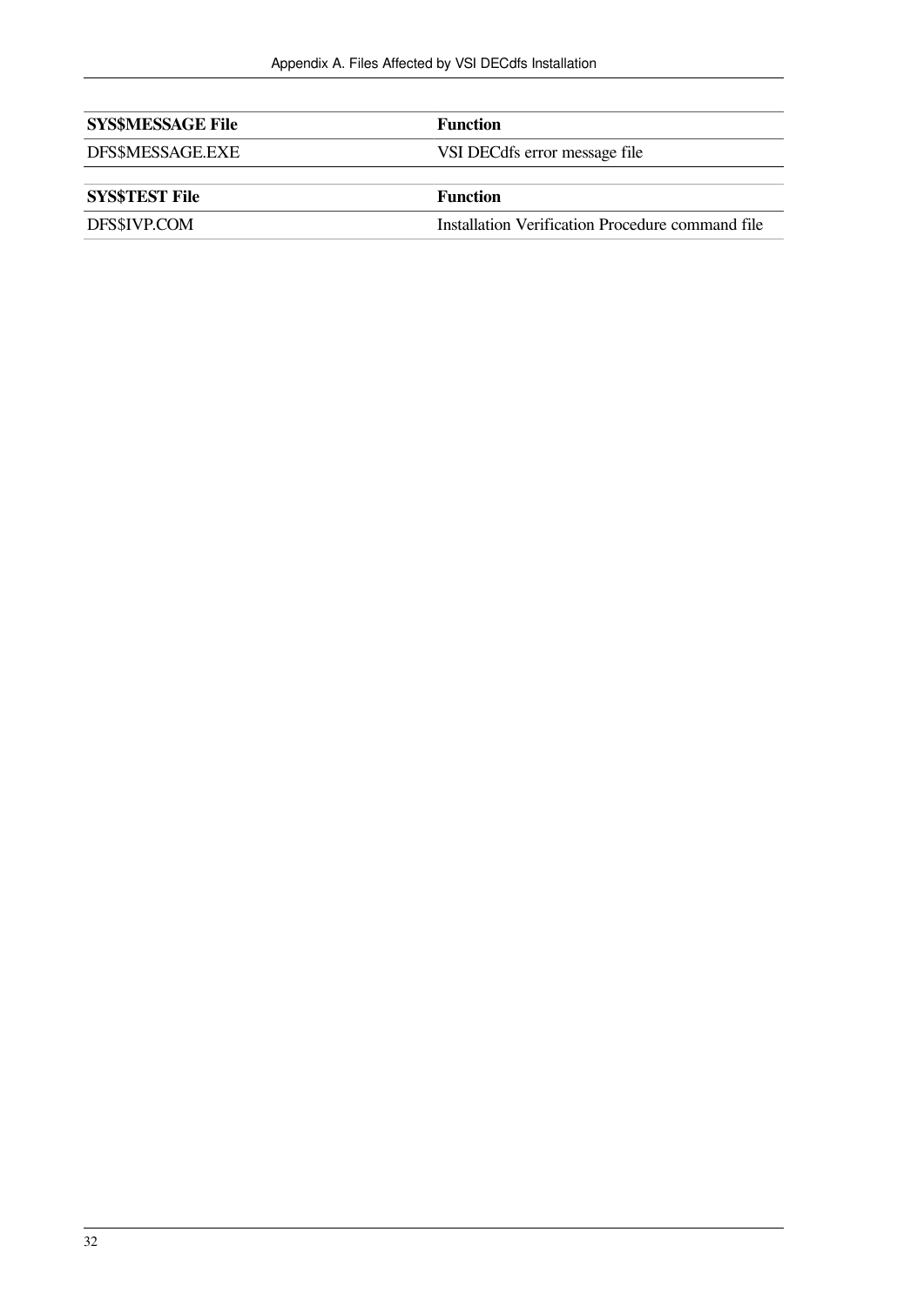| SYS$MESSAGE File | Function |
| --- | --- |
| DFS$MESSAGE.EXE | VSI DECdfs error message file |

| SYS$TEST File | Function |
| --- | --- |
| DFS$IVP.COM | Installation Verification Procedure command file |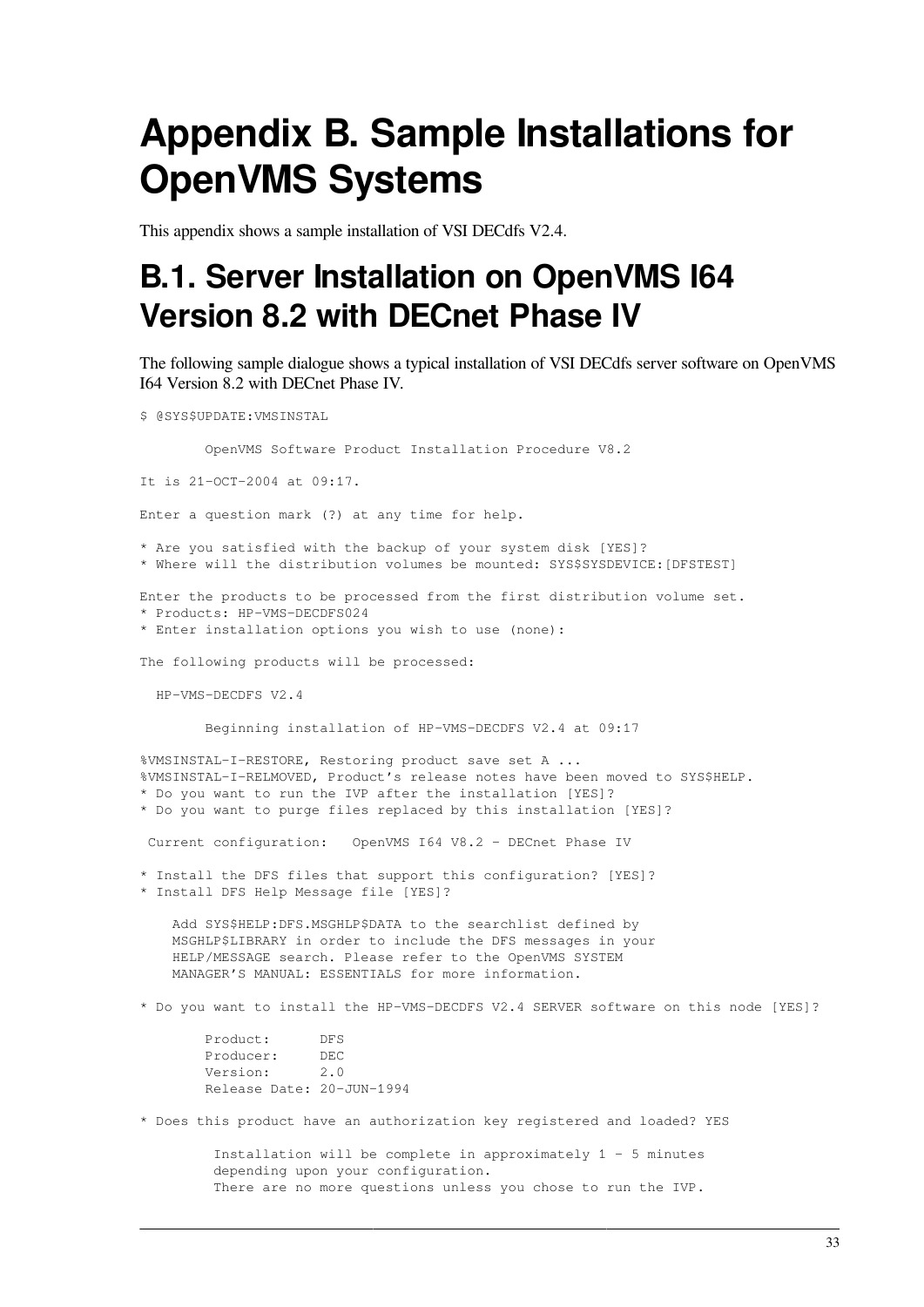# Appendix B. Sample Installations for OpenVMS Systems

This appendix shows a sample installation of VSI DECdfs V2.4.

## B.1. Server Installation on OpenVMS I64 Version 8.2 with DECnet Phase IV

The following sample dialogue shows a typical installation of VSI DECdfs server software on OpenVMS I64 Version 8.2 with DECnet Phase IV.

```
$ @SYS$UPDATE:VMSINSTAL

        OpenVMS Software Product Installation Procedure V8.2

It is 21-OCT-2004 at 09:17.

Enter a question mark (?) at any time for help.

* Are you satisfied with the backup of your system disk [YES]?
* Where will the distribution volumes be mounted: SYS$SYSDEVICE:[DFSTEST]

Enter the products to be processed from the first distribution volume set.
* Products: HP-VMS-DECDFS024
* Enter installation options you wish to use (none):

The following products will be processed:

  HP-VMS-DECDFS V2.4

        Beginning installation of HP-VMS-DECDFS V2.4 at 09:17

%VMSINSTAL-I-RESTORE, Restoring product save set A ...
%VMSINSTAL-I-RELMOVED, Product's release notes have been moved to SYS$HELP.
* Do you want to run the IVP after the installation [YES]?
* Do you want to purge files replaced by this installation [YES]?

 Current configuration:   OpenVMS I64 V8.2 - DECnet Phase IV

* Install the DFS files that support this configuration? [YES]?
* Install DFS Help Message file [YES]?

    Add SYS$HELP:DFS.MSGHLP$DATA to the searchlist defined by
    MSGHLP$LIBRARY in order to include the DFS messages in your
    HELP/MESSAGE search. Please refer to the OpenVMS SYSTEM
    MANAGER'S MANUAL: ESSENTIALS for more information.

* Do you want to install the HP-VMS-DECDFS V2.4 SERVER software on this node [YES]?

        Product:      DFS
        Producer:     DEC
        Version:      2.0
        Release Date: 20-JUN-1994

* Does this product have an authorization key registered and loaded? YES

         Installation will be complete in approximately 1 - 5 minutes
         depending upon your configuration.
         There are no more questions unless you chose to run the IVP.
```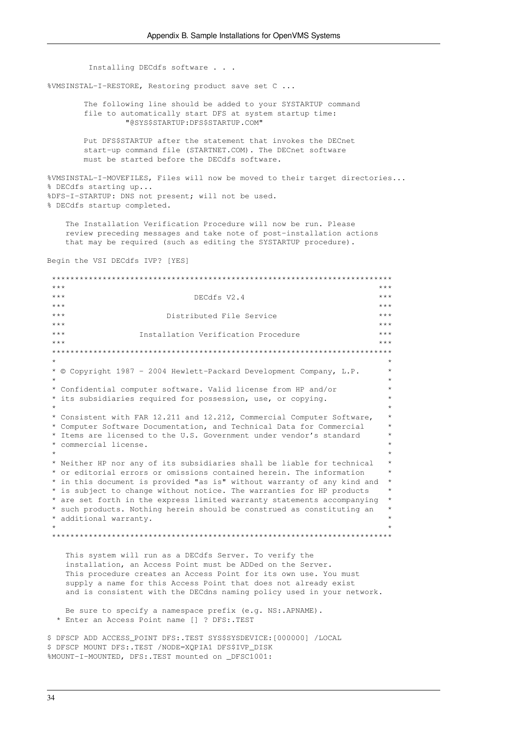```
         Installing DECdfs software . . .

%VMSINSTAL-I-RESTORE, Restoring product save set C ...

        The following line should be added to your SYSTARTUP command
        file to automatically start DFS at system startup time:
                "@SYS$STARTUP:DFS$STARTUP.COM"

        Put DFS$STARTUP after the statement that invokes the DECnet
        start-up command file (STARTNET.COM). The DECnet software
        must be started before the DECdfs software.

%VMSINSTAL-I-MOVEFILES, Files will now be moved to their target directories...
% DECdfs starting up...
%DFS-I-STARTUP: DNS not present; will not be used.
% DECdfs startup completed.

    The Installation Verification Procedure will now be run. Please
    review preceding messages and take note of post-installation actions
    that may be required (such as editing the SYSTARTUP procedure).

Begin the VSI DECdfs IVP? [YES]

 ************************************************************************
 ***                                                                  ***
 ***                           DECdfs V2.4                            ***
 ***                                                                  ***
 ***                     Distributed File Service                     ***
 ***                                                                  ***
 ***                Installation Verification Procedure               ***
 ***                                                                  ***
 ************************************************************************
 *                                                                      *
 * © Copyright 1987 - 2004 Hewlett-Packard Development Company, L.P.    *
 *                                                                      *
 * Confidential computer software. Valid license from HP and/or         *
 * its subsidiaries required for possession, use, or copying.           *
 *                                                                      *
 * Consistent with FAR 12.211 and 12.212, Commercial Computer Software, *
 * Computer Software Documentation, and Technical Data for Commercial   *
 * Items are licensed to the U.S. Government under vendor's standard    *
 * commercial license.                                                  *
 *                                                                      *
 * Neither HP nor any of its subsidiaries shall be liable for technical *
 * or editorial errors or omissions contained herein. The information   *
 * in this document is provided "as is" without warranty of any kind and *
 * is subject to change without notice. The warranties for HP products  *
 * are set forth in the express limited warranty statements accompanying *
 * such products. Nothing herein should be construed as constituting an *
 * additional warranty.                                                 *
 *                                                                      *
 ************************************************************************

    This system will run as a DECdfs Server. To verify the
    installation, an Access Point must be ADDed on the Server.
    This procedure creates an Access Point for its own use. You must
    supply a name for this Access Point that does not already exist
    and is consistent with the DECdns naming policy used in your network.

    Be sure to specify a namespace prefix (e.g. NS:.APNAME).
  * Enter an Access Point name [] ? DFS:.TEST

$ DFSCP ADD ACCESS_POINT DFS:.TEST SYS$SYSDEVICE:[000000] /LOCAL
$ DFSCP MOUNT DFS:.TEST /NODE=XQPIA1 DFS$IVP_DISK
%MOUNT-I-MOUNTED, DFS:.TEST mounted on _DFSC1001:
```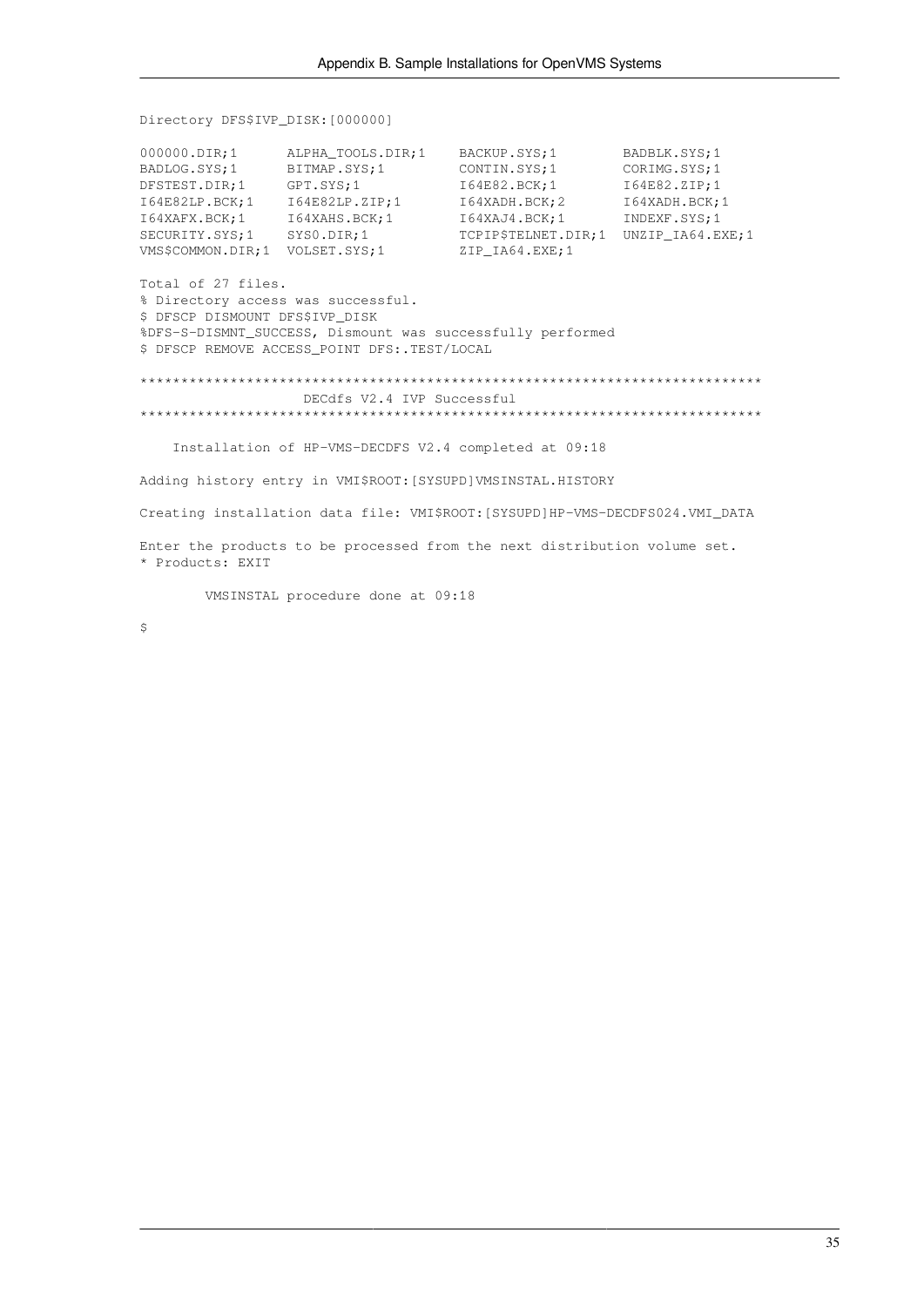```
Directory DFS$IVP_DISK:[000000]

000000.DIR;1       ALPHA_TOOLS.DIR;1    BACKUP.SYS;1        BADBLK.SYS;1
BADLOG.SYS;1       BITMAP.SYS;1         CONTIN.SYS;1        CORIMG.SYS;1
DFSTEST.DIR;1      GPT.SYS;1            I64E82.BCK;1        I64E82.ZIP;1
I64E82LP.BCK;1     I64E82LP.ZIP;1       I64XADH.BCK;2       I64XADH.BCK;1
I64XAFX.BCK;1      I64XAHS.BCK;1        I64XAJ4.BCK;1       INDEXF.SYS;1
SECURITY.SYS;1     SYS0.DIR;1           TCPIP$TELNET.DIR;1  UNZIP_IA64.EXE;1
VMS$COMMON.DIR;1   VOLSET.SYS;1         ZIP_IA64.EXE;1

Total of 27 files.
% Directory access was successful.
$ DFSCP DISMOUNT DFS$IVP_DISK
%DFS-S-DISMNT_SUCCESS, Dismount was successfully performed
$ DFSCP REMOVE ACCESS_POINT DFS:.TEST/LOCAL

***************************************************************************
                    DECdfs V2.4 IVP Successful
***************************************************************************

    Installation of HP-VMS-DECDFS V2.4 completed at 09:18

Adding history entry in VMI$ROOT:[SYSUPD]VMSINSTAL.HISTORY

Creating installation data file: VMI$ROOT:[SYSUPD]HP-VMS-DECDFS024.VMI_DATA

Enter the products to be processed from the next distribution volume set.
* Products: EXIT

        VMSINSTAL procedure done at 09:18

$
```